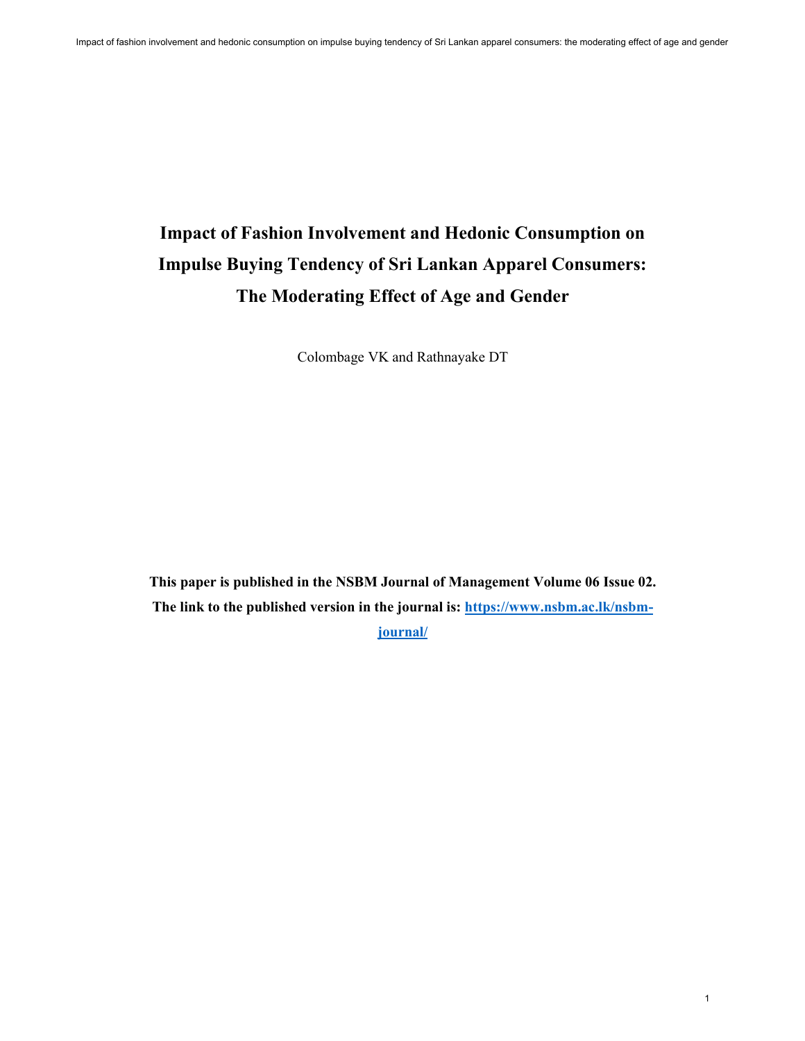# Impact of Fashion Involvement and Hedonic Consumption on Impulse Buying Tendency of Sri Lankan Apparel Consumers: The Moderating Effect of Age and Gender

Colombage VK and Rathnayake DT

**This paper is published in the NSBM Journal of Management Volume 06 Issue 02. The link to the published version in the journal is: [https://www.nsbm.ac.lk/nsbm-journal/](https://www.nsbm.ac.lk/nsbm-journal/)**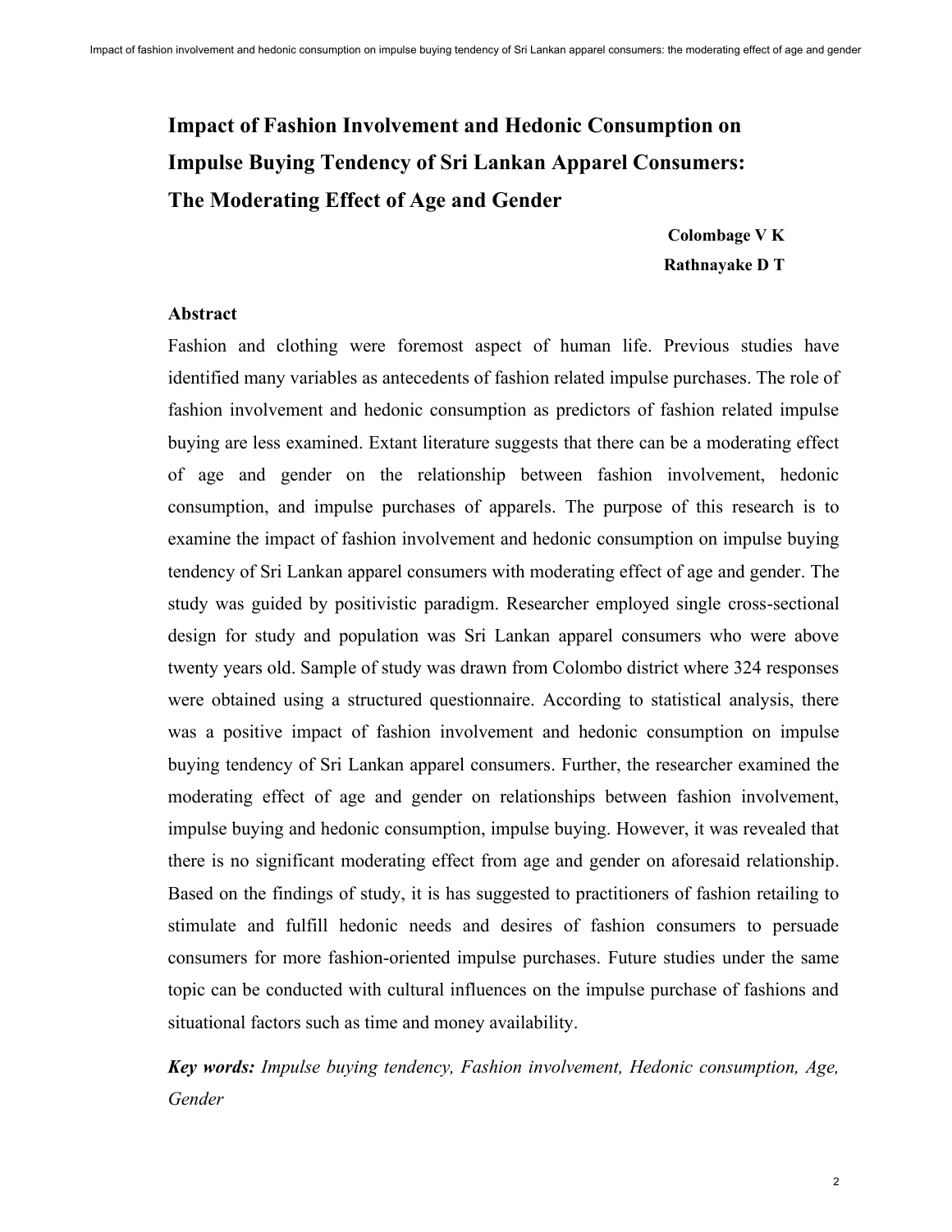# Impact of Fashion Involvement and Hedonic Consumption on Impulse Buying Tendency of Sri Lankan Apparel Consumers: The Moderating Effect of Age and Gender

**Colombage V K**

**Rathnayake D T**

## Abstract

Fashion and clothing were foremost aspect of human life. Previous studies have identified many variables as antecedents of fashion related impulse purchases. The role of fashion involvement and hedonic consumption as predictors of fashion related impulse buying are less examined. Extant literature suggests that there can be a moderating effect of age and gender on the relationship between fashion involvement, hedonic consumption, and impulse purchases of apparels. The purpose of this research is to examine the impact of fashion involvement and hedonic consumption on impulse buying tendency of Sri Lankan apparel consumers with moderating effect of age and gender. The study was guided by positivistic paradigm. Researcher employed single cross-sectional design for study and population was Sri Lankan apparel consumers who were above twenty years old. Sample of study was drawn from Colombo district where 324 responses were obtained using a structured questionnaire. According to statistical analysis, there was a positive impact of fashion involvement and hedonic consumption on impulse buying tendency of Sri Lankan apparel consumers. Further, the researcher examined the moderating effect of age and gender on relationships between fashion involvement, impulse buying and hedonic consumption, impulse buying. However, it was revealed that there is no significant moderating effect from age and gender on aforesaid relationship. Based on the findings of study, it is has suggested to practitioners of fashion retailing to stimulate and fulfill hedonic needs and desires of fashion consumers to persuade consumers for more fashion-oriented impulse purchases. Future studies under the same topic can be conducted with cultural influences on the impulse purchase of fashions and situational factors such as time and money availability.

***Key words:*** *Impulse buying tendency, Fashion involvement, Hedonic consumption, Age, Gender*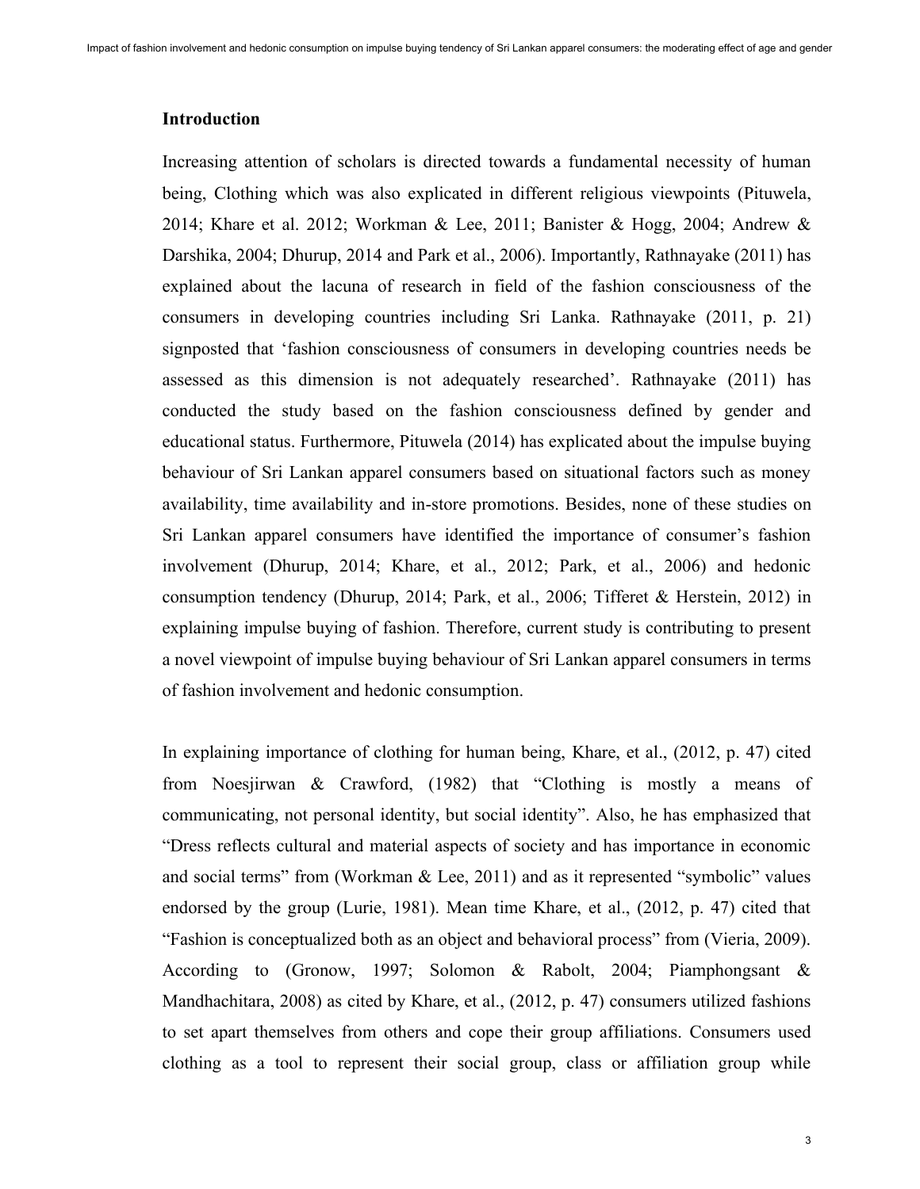## Introduction

Increasing attention of scholars is directed towards a fundamental necessity of human being, Clothing which was also explicated in different religious viewpoints (Pituwela, 2014; Khare et al. 2012; Workman & Lee, 2011; Banister & Hogg, 2004; Andrew & Darshika, 2004; Dhurup, 2014 and Park et al., 2006). Importantly, Rathnayake (2011) has explained about the lacuna of research in field of the fashion consciousness of the consumers in developing countries including Sri Lanka. Rathnayake (2011, p. 21) signposted that 'fashion consciousness of consumers in developing countries needs be assessed as this dimension is not adequately researched'. Rathnayake (2011) has conducted the study based on the fashion consciousness defined by gender and educational status. Furthermore, Pituwela (2014) has explicated about the impulse buying behaviour of Sri Lankan apparel consumers based on situational factors such as money availability, time availability and in-store promotions. Besides, none of these studies on Sri Lankan apparel consumers have identified the importance of consumer's fashion involvement (Dhurup, 2014; Khare, et al., 2012; Park, et al., 2006) and hedonic consumption tendency (Dhurup, 2014; Park, et al., 2006; Tifferet & Herstein, 2012) in explaining impulse buying of fashion. Therefore, current study is contributing to present a novel viewpoint of impulse buying behaviour of Sri Lankan apparel consumers in terms of fashion involvement and hedonic consumption.

In explaining importance of clothing for human being, Khare, et al., (2012, p. 47) cited from Noesjirwan & Crawford, (1982) that "Clothing is mostly a means of communicating, not personal identity, but social identity". Also, he has emphasized that "Dress reflects cultural and material aspects of society and has importance in economic and social terms" from (Workman & Lee, 2011) and as it represented "symbolic" values endorsed by the group (Lurie, 1981). Mean time Khare, et al., (2012, p. 47) cited that "Fashion is conceptualized both as an object and behavioral process" from (Vieria, 2009). According to (Gronow, 1997; Solomon & Rabolt, 2004; Piamphongsant & Mandhachitara, 2008) as cited by Khare, et al., (2012, p. 47) consumers utilized fashions to set apart themselves from others and cope their group affiliations. Consumers used clothing as a tool to represent their social group, class or affiliation group while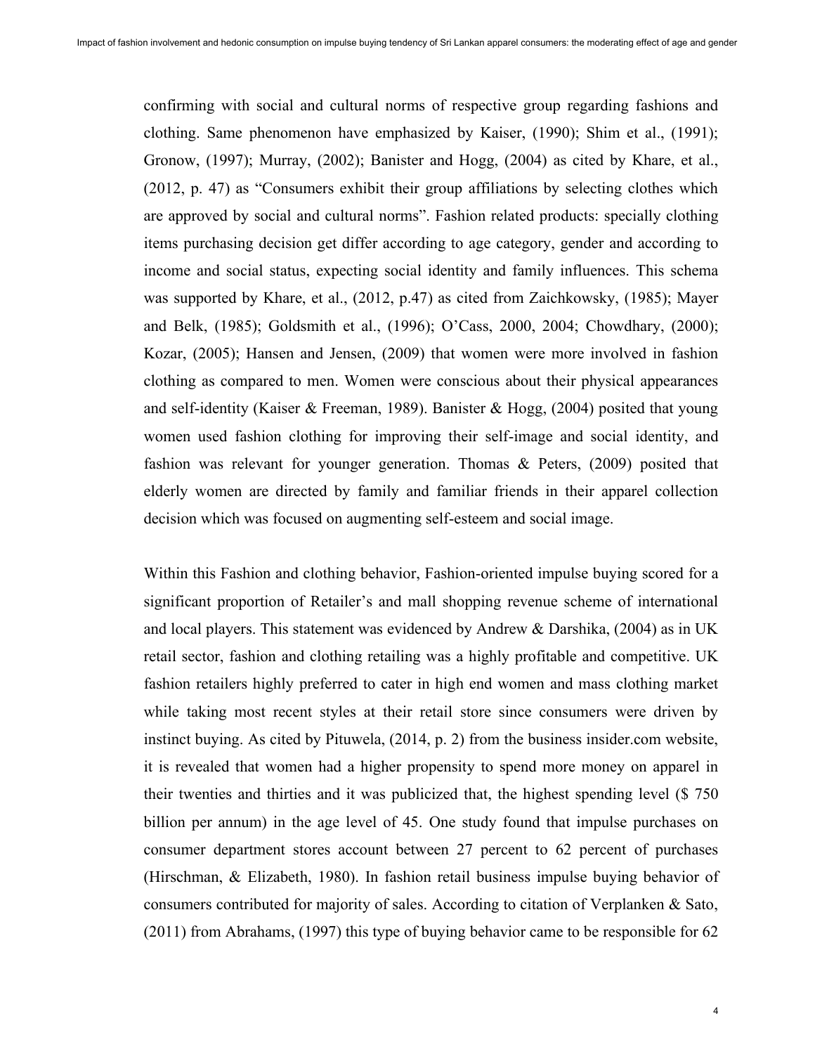confirming with social and cultural norms of respective group regarding fashions and clothing. Same phenomenon have emphasized by Kaiser, (1990); Shim et al., (1991); Gronow, (1997); Murray, (2002); Banister and Hogg, (2004) as cited by Khare, et al., (2012, p. 47) as "Consumers exhibit their group affiliations by selecting clothes which are approved by social and cultural norms". Fashion related products: specially clothing items purchasing decision get differ according to age category, gender and according to income and social status, expecting social identity and family influences. This schema was supported by Khare, et al., (2012, p.47) as cited from Zaichkowsky, (1985); Mayer and Belk, (1985); Goldsmith et al., (1996); O'Cass, 2000, 2004; Chowdhary, (2000); Kozar, (2005); Hansen and Jensen, (2009) that women were more involved in fashion clothing as compared to men. Women were conscious about their physical appearances and self-identity (Kaiser & Freeman, 1989). Banister & Hogg, (2004) posited that young women used fashion clothing for improving their self-image and social identity, and fashion was relevant for younger generation. Thomas & Peters, (2009) posited that elderly women are directed by family and familiar friends in their apparel collection decision which was focused on augmenting self-esteem and social image.

Within this Fashion and clothing behavior, Fashion-oriented impulse buying scored for a significant proportion of Retailer's and mall shopping revenue scheme of international and local players. This statement was evidenced by Andrew & Darshika, (2004) as in UK retail sector, fashion and clothing retailing was a highly profitable and competitive. UK fashion retailers highly preferred to cater in high end women and mass clothing market while taking most recent styles at their retail store since consumers were driven by instinct buying. As cited by Pituwela, (2014, p. 2) from the business insider.com website, it is revealed that women had a higher propensity to spend more money on apparel in their twenties and thirties and it was publicized that, the highest spending level ($ 750 billion per annum) in the age level of 45. One study found that impulse purchases on consumer department stores account between 27 percent to 62 percent of purchases (Hirschman, & Elizabeth, 1980). In fashion retail business impulse buying behavior of consumers contributed for majority of sales. According to citation of Verplanken & Sato, (2011) from Abrahams, (1997) this type of buying behavior came to be responsible for 62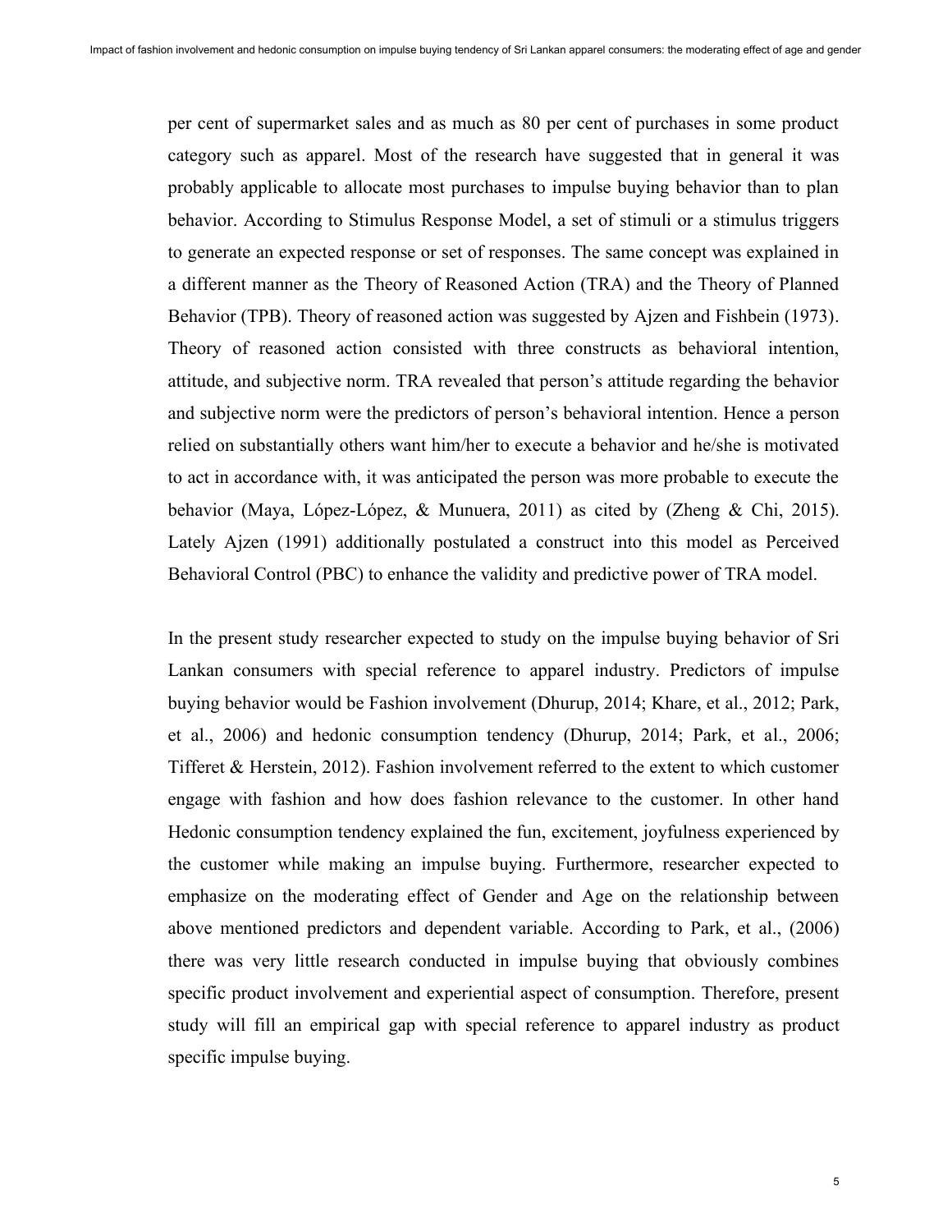per cent of supermarket sales and as much as 80 per cent of purchases in some product category such as apparel. Most of the research have suggested that in general it was probably applicable to allocate most purchases to impulse buying behavior than to plan behavior. According to Stimulus Response Model, a set of stimuli or a stimulus triggers to generate an expected response or set of responses. The same concept was explained in a different manner as the Theory of Reasoned Action (TRA) and the Theory of Planned Behavior (TPB). Theory of reasoned action was suggested by Ajzen and Fishbein (1973). Theory of reasoned action consisted with three constructs as behavioral intention, attitude, and subjective norm. TRA revealed that person's attitude regarding the behavior and subjective norm were the predictors of person's behavioral intention. Hence a person relied on substantially others want him/her to execute a behavior and he/she is motivated to act in accordance with, it was anticipated the person was more probable to execute the behavior (Maya, López-López, & Munuera, 2011) as cited by (Zheng & Chi, 2015). Lately Ajzen (1991) additionally postulated a construct into this model as Perceived Behavioral Control (PBC) to enhance the validity and predictive power of TRA model.

In the present study researcher expected to study on the impulse buying behavior of Sri Lankan consumers with special reference to apparel industry. Predictors of impulse buying behavior would be Fashion involvement (Dhurup, 2014; Khare, et al., 2012; Park, et al., 2006) and hedonic consumption tendency (Dhurup, 2014; Park, et al., 2006; Tifferet & Herstein, 2012). Fashion involvement referred to the extent to which customer engage with fashion and how does fashion relevance to the customer. In other hand Hedonic consumption tendency explained the fun, excitement, joyfulness experienced by the customer while making an impulse buying. Furthermore, researcher expected to emphasize on the moderating effect of Gender and Age on the relationship between above mentioned predictors and dependent variable. According to Park, et al., (2006) there was very little research conducted in impulse buying that obviously combines specific product involvement and experiential aspect of consumption. Therefore, present study will fill an empirical gap with special reference to apparel industry as product specific impulse buying.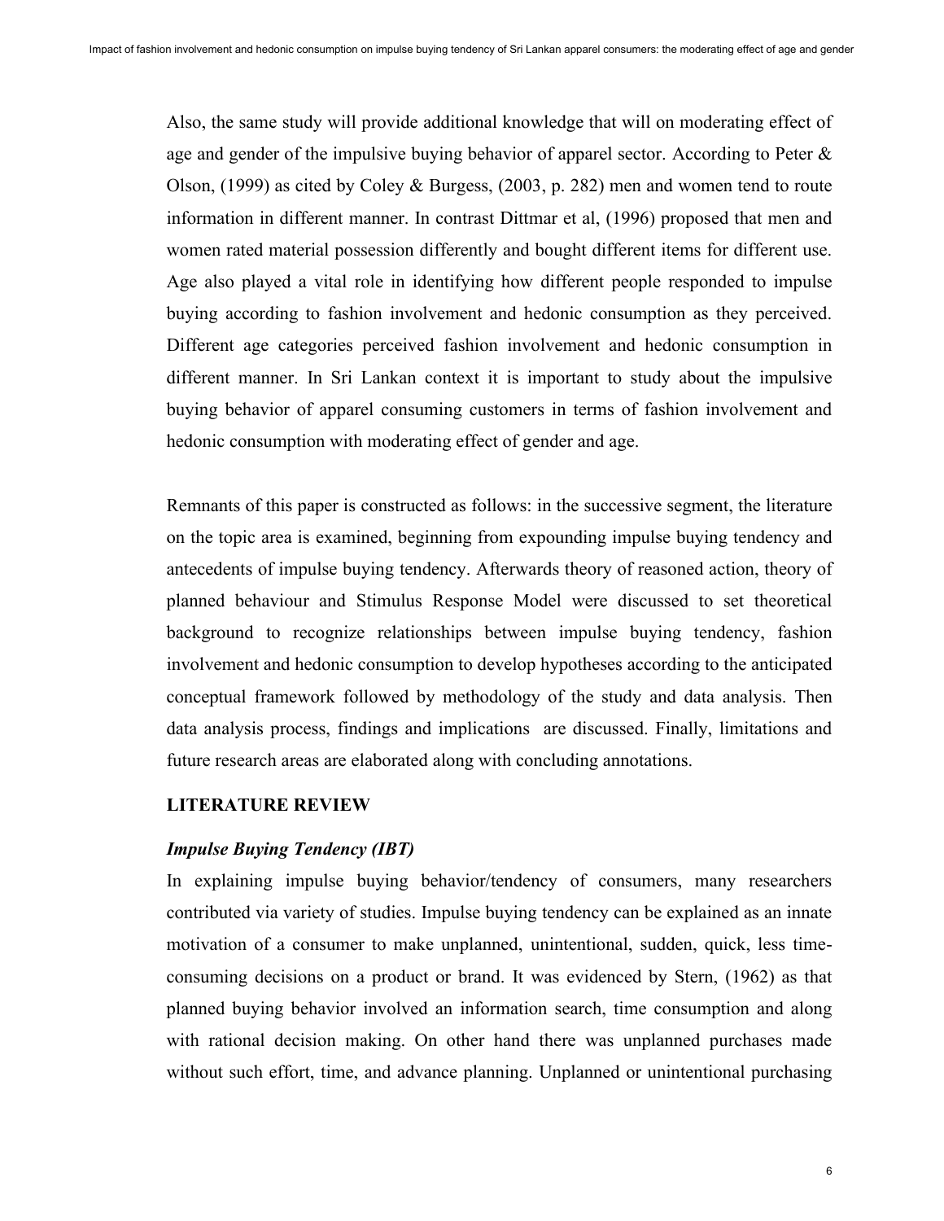Also, the same study will provide additional knowledge that will on moderating effect of age and gender of the impulsive buying behavior of apparel sector. According to Peter & Olson, (1999) as cited by Coley & Burgess, (2003, p. 282) men and women tend to route information in different manner. In contrast Dittmar et al, (1996) proposed that men and women rated material possession differently and bought different items for different use. Age also played a vital role in identifying how different people responded to impulse buying according to fashion involvement and hedonic consumption as they perceived. Different age categories perceived fashion involvement and hedonic consumption in different manner. In Sri Lankan context it is important to study about the impulsive buying behavior of apparel consuming customers in terms of fashion involvement and hedonic consumption with moderating effect of gender and age.

Remnants of this paper is constructed as follows: in the successive segment, the literature on the topic area is examined, beginning from expounding impulse buying tendency and antecedents of impulse buying tendency. Afterwards theory of reasoned action, theory of planned behaviour and Stimulus Response Model were discussed to set theoretical background to recognize relationships between impulse buying tendency, fashion involvement and hedonic consumption to develop hypotheses according to the anticipated conceptual framework followed by methodology of the study and data analysis. Then data analysis process, findings and implications are discussed. Finally, limitations and future research areas are elaborated along with concluding annotations.

## LITERATURE REVIEW

### *Impulse Buying Tendency (IBT)*

In explaining impulse buying behavior/tendency of consumers, many researchers contributed via variety of studies. Impulse buying tendency can be explained as an innate motivation of a consumer to make unplanned, unintentional, sudden, quick, less time-consuming decisions on a product or brand. It was evidenced by Stern, (1962) as that planned buying behavior involved an information search, time consumption and along with rational decision making. On other hand there was unplanned purchases made without such effort, time, and advance planning. Unplanned or unintentional purchasing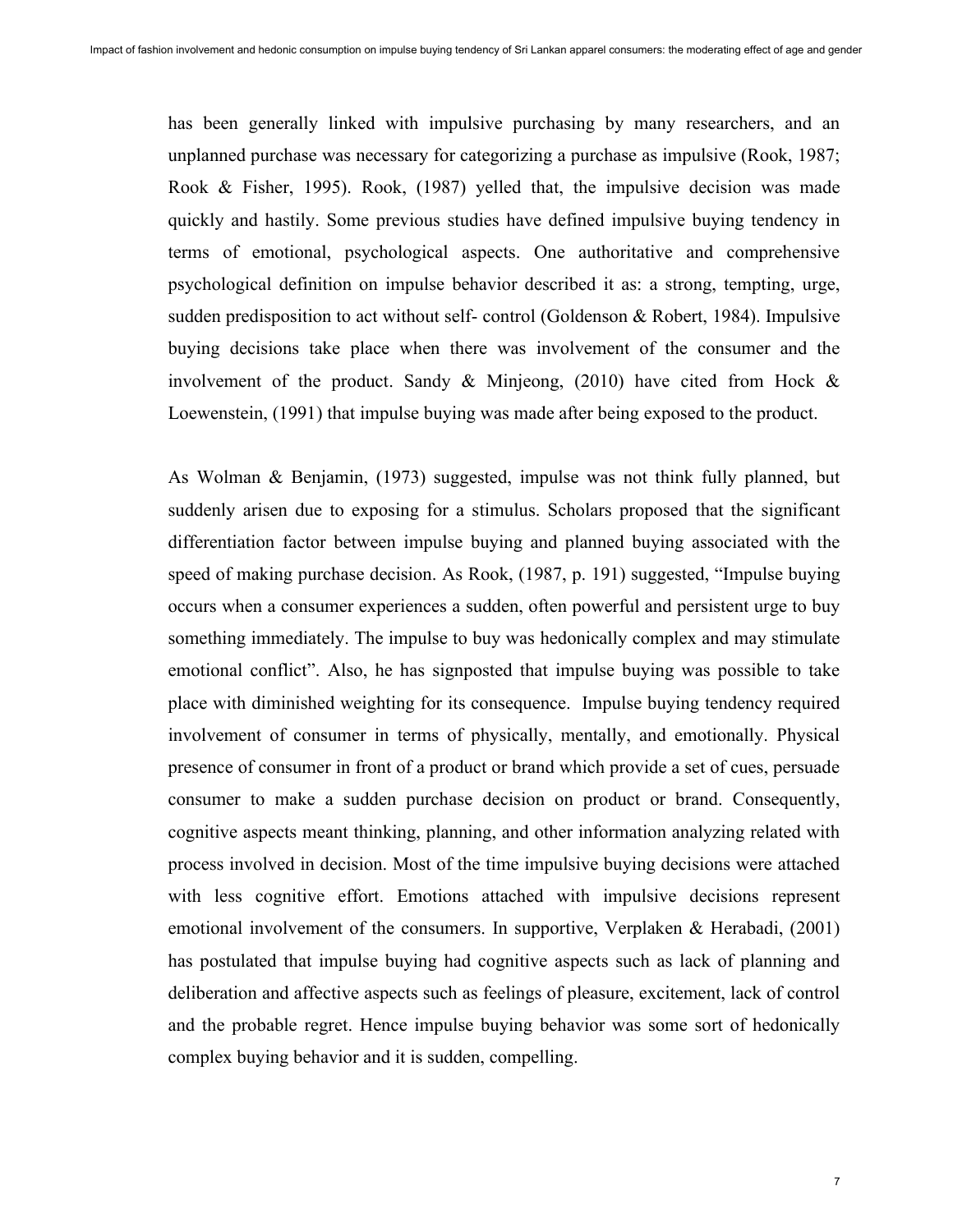has been generally linked with impulsive purchasing by many researchers, and an unplanned purchase was necessary for categorizing a purchase as impulsive (Rook, 1987; Rook & Fisher, 1995). Rook, (1987) yelled that, the impulsive decision was made quickly and hastily. Some previous studies have defined impulsive buying tendency in terms of emotional, psychological aspects. One authoritative and comprehensive psychological definition on impulse behavior described it as: a strong, tempting, urge, sudden predisposition to act without self- control (Goldenson & Robert, 1984). Impulsive buying decisions take place when there was involvement of the consumer and the involvement of the product. Sandy & Minjeong, (2010) have cited from Hock & Loewenstein, (1991) that impulse buying was made after being exposed to the product.

As Wolman & Benjamin, (1973) suggested, impulse was not think fully planned, but suddenly arisen due to exposing for a stimulus. Scholars proposed that the significant differentiation factor between impulse buying and planned buying associated with the speed of making purchase decision. As Rook, (1987, p. 191) suggested, "Impulse buying occurs when a consumer experiences a sudden, often powerful and persistent urge to buy something immediately. The impulse to buy was hedonically complex and may stimulate emotional conflict". Also, he has signposted that impulse buying was possible to take place with diminished weighting for its consequence. Impulse buying tendency required involvement of consumer in terms of physically, mentally, and emotionally. Physical presence of consumer in front of a product or brand which provide a set of cues, persuade consumer to make a sudden purchase decision on product or brand. Consequently, cognitive aspects meant thinking, planning, and other information analyzing related with process involved in decision. Most of the time impulsive buying decisions were attached with less cognitive effort. Emotions attached with impulsive decisions represent emotional involvement of the consumers. In supportive, Verplaken & Herabadi, (2001) has postulated that impulse buying had cognitive aspects such as lack of planning and deliberation and affective aspects such as feelings of pleasure, excitement, lack of control and the probable regret. Hence impulse buying behavior was some sort of hedonically complex buying behavior and it is sudden, compelling.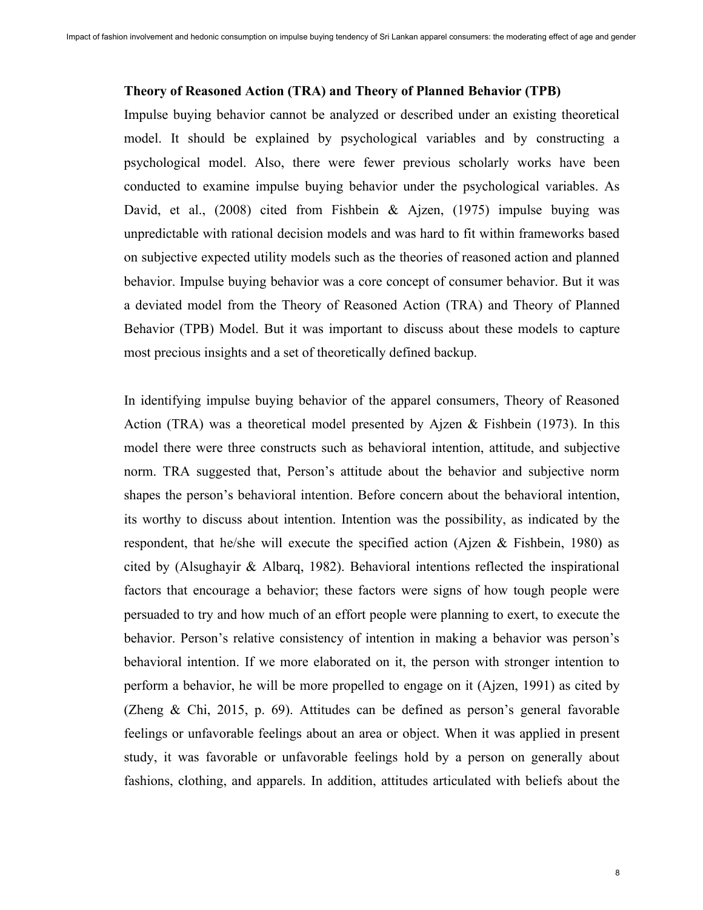**Theory of Reasoned Action (TRA) and Theory of Planned Behavior (TPB)**

Impulse buying behavior cannot be analyzed or described under an existing theoretical model. It should be explained by psychological variables and by constructing a psychological model. Also, there were fewer previous scholarly works have been conducted to examine impulse buying behavior under the psychological variables. As David, et al., (2008) cited from Fishbein & Ajzen, (1975) impulse buying was unpredictable with rational decision models and was hard to fit within frameworks based on subjective expected utility models such as the theories of reasoned action and planned behavior. Impulse buying behavior was a core concept of consumer behavior. But it was a deviated model from the Theory of Reasoned Action (TRA) and Theory of Planned Behavior (TPB) Model. But it was important to discuss about these models to capture most precious insights and a set of theoretically defined backup.

In identifying impulse buying behavior of the apparel consumers, Theory of Reasoned Action (TRA) was a theoretical model presented by Ajzen & Fishbein (1973). In this model there were three constructs such as behavioral intention, attitude, and subjective norm. TRA suggested that, Person's attitude about the behavior and subjective norm shapes the person's behavioral intention. Before concern about the behavioral intention, its worthy to discuss about intention. Intention was the possibility, as indicated by the respondent, that he/she will execute the specified action (Ajzen & Fishbein, 1980) as cited by (Alsughayir & Albarq, 1982). Behavioral intentions reflected the inspirational factors that encourage a behavior; these factors were signs of how tough people were persuaded to try and how much of an effort people were planning to exert, to execute the behavior. Person's relative consistency of intention in making a behavior was person's behavioral intention. If we more elaborated on it, the person with stronger intention to perform a behavior, he will be more propelled to engage on it (Ajzen, 1991) as cited by (Zheng & Chi, 2015, p. 69). Attitudes can be defined as person's general favorable feelings or unfavorable feelings about an area or object. When it was applied in present study, it was favorable or unfavorable feelings hold by a person on generally about fashions, clothing, and apparels. In addition, attitudes articulated with beliefs about the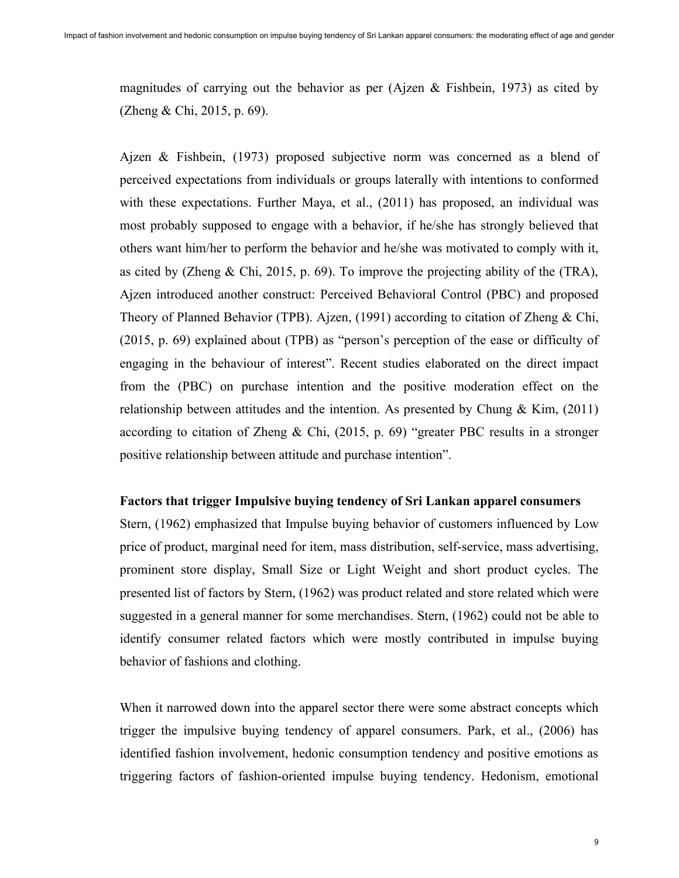magnitudes of carrying out the behavior as per (Ajzen & Fishbein, 1973) as cited by (Zheng & Chi, 2015, p. 69).

Ajzen & Fishbein, (1973) proposed subjective norm was concerned as a blend of perceived expectations from individuals or groups laterally with intentions to conformed with these expectations. Further Maya, et al., (2011) has proposed, an individual was most probably supposed to engage with a behavior, if he/she has strongly believed that others want him/her to perform the behavior and he/she was motivated to comply with it, as cited by (Zheng & Chi, 2015, p. 69). To improve the projecting ability of the (TRA), Ajzen introduced another construct: Perceived Behavioral Control (PBC) and proposed Theory of Planned Behavior (TPB). Ajzen, (1991) according to citation of Zheng & Chi, (2015, p. 69) explained about (TPB) as "person's perception of the ease or difficulty of engaging in the behaviour of interest". Recent studies elaborated on the direct impact from the (PBC) on purchase intention and the positive moderation effect on the relationship between attitudes and the intention. As presented by Chung & Kim, (2011) according to citation of Zheng & Chi, (2015, p. 69) "greater PBC results in a stronger positive relationship between attitude and purchase intention".

**Factors that trigger Impulsive buying tendency of Sri Lankan apparel consumers**

Stern, (1962) emphasized that Impulse buying behavior of customers influenced by Low price of product, marginal need for item, mass distribution, self-service, mass advertising, prominent store display, Small Size or Light Weight and short product cycles. The presented list of factors by Stern, (1962) was product related and store related which were suggested in a general manner for some merchandises. Stern, (1962) could not be able to identify consumer related factors which were mostly contributed in impulse buying behavior of fashions and clothing.

When it narrowed down into the apparel sector there were some abstract concepts which trigger the impulsive buying tendency of apparel consumers. Park, et al., (2006) has identified fashion involvement, hedonic consumption tendency and positive emotions as triggering factors of fashion-oriented impulse buying tendency. Hedonism, emotional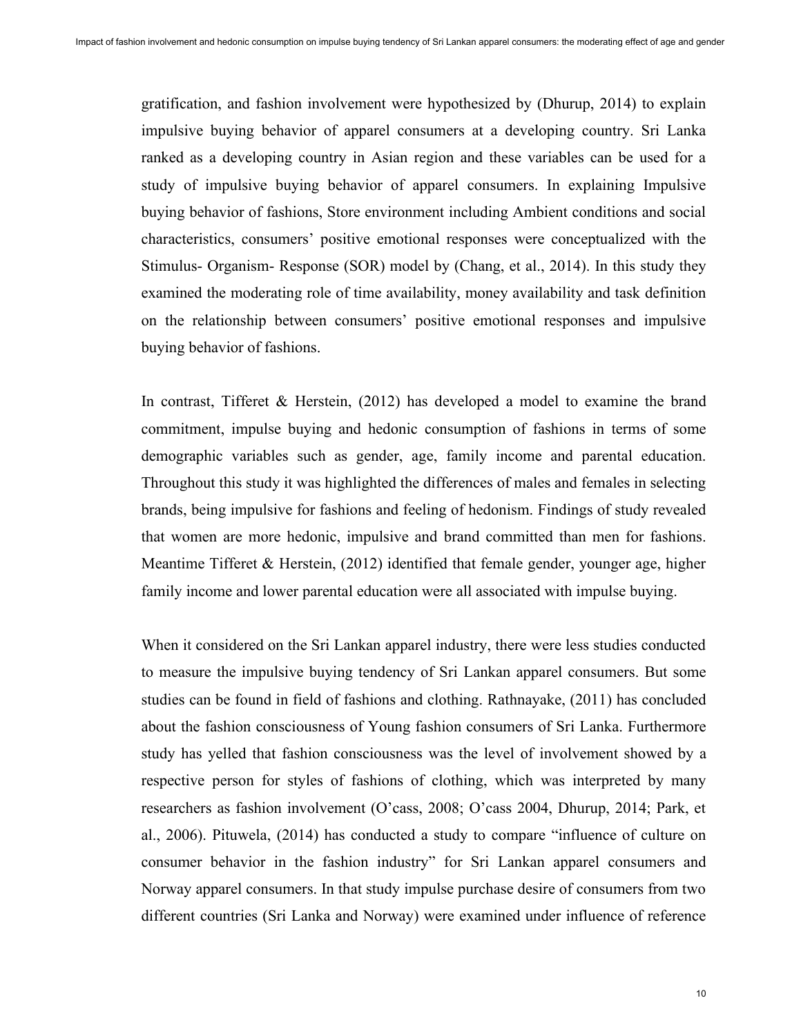gratification, and fashion involvement were hypothesized by (Dhurup, 2014) to explain impulsive buying behavior of apparel consumers at a developing country. Sri Lanka ranked as a developing country in Asian region and these variables can be used for a study of impulsive buying behavior of apparel consumers. In explaining Impulsive buying behavior of fashions, Store environment including Ambient conditions and social characteristics, consumers' positive emotional responses were conceptualized with the Stimulus- Organism- Response (SOR) model by (Chang, et al., 2014). In this study they examined the moderating role of time availability, money availability and task definition on the relationship between consumers' positive emotional responses and impulsive buying behavior of fashions.

In contrast, Tifferet & Herstein, (2012) has developed a model to examine the brand commitment, impulse buying and hedonic consumption of fashions in terms of some demographic variables such as gender, age, family income and parental education. Throughout this study it was highlighted the differences of males and females in selecting brands, being impulsive for fashions and feeling of hedonism. Findings of study revealed that women are more hedonic, impulsive and brand committed than men for fashions. Meantime Tifferet & Herstein, (2012) identified that female gender, younger age, higher family income and lower parental education were all associated with impulse buying.

When it considered on the Sri Lankan apparel industry, there were less studies conducted to measure the impulsive buying tendency of Sri Lankan apparel consumers. But some studies can be found in field of fashions and clothing. Rathnayake, (2011) has concluded about the fashion consciousness of Young fashion consumers of Sri Lanka. Furthermore study has yelled that fashion consciousness was the level of involvement showed by a respective person for styles of fashions of clothing, which was interpreted by many researchers as fashion involvement (O'cass, 2008; O'cass 2004, Dhurup, 2014; Park, et al., 2006). Pituwela, (2014) has conducted a study to compare "influence of culture on consumer behavior in the fashion industry" for Sri Lankan apparel consumers and Norway apparel consumers. In that study impulse purchase desire of consumers from two different countries (Sri Lanka and Norway) were examined under influence of reference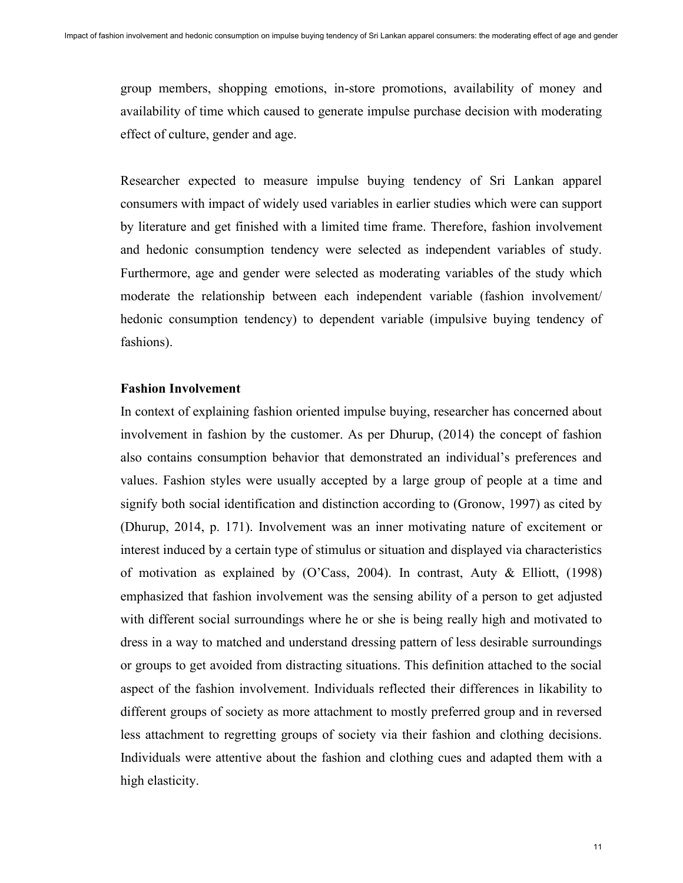group members, shopping emotions, in-store promotions, availability of money and availability of time which caused to generate impulse purchase decision with moderating effect of culture, gender and age.

Researcher expected to measure impulse buying tendency of Sri Lankan apparel consumers with impact of widely used variables in earlier studies which were can support by literature and get finished with a limited time frame. Therefore, fashion involvement and hedonic consumption tendency were selected as independent variables of study. Furthermore, age and gender were selected as moderating variables of the study which moderate the relationship between each independent variable (fashion involvement/ hedonic consumption tendency) to dependent variable (impulsive buying tendency of fashions).

**Fashion Involvement**

In context of explaining fashion oriented impulse buying, researcher has concerned about involvement in fashion by the customer. As per Dhurup, (2014) the concept of fashion also contains consumption behavior that demonstrated an individual's preferences and values. Fashion styles were usually accepted by a large group of people at a time and signify both social identification and distinction according to (Gronow, 1997) as cited by (Dhurup, 2014, p. 171). Involvement was an inner motivating nature of excitement or interest induced by a certain type of stimulus or situation and displayed via characteristics of motivation as explained by (O'Cass, 2004). In contrast, Auty & Elliott, (1998) emphasized that fashion involvement was the sensing ability of a person to get adjusted with different social surroundings where he or she is being really high and motivated to dress in a way to matched and understand dressing pattern of less desirable surroundings or groups to get avoided from distracting situations. This definition attached to the social aspect of the fashion involvement. Individuals reflected their differences in likability to different groups of society as more attachment to mostly preferred group and in reversed less attachment to regretting groups of society via their fashion and clothing decisions. Individuals were attentive about the fashion and clothing cues and adapted them with a high elasticity.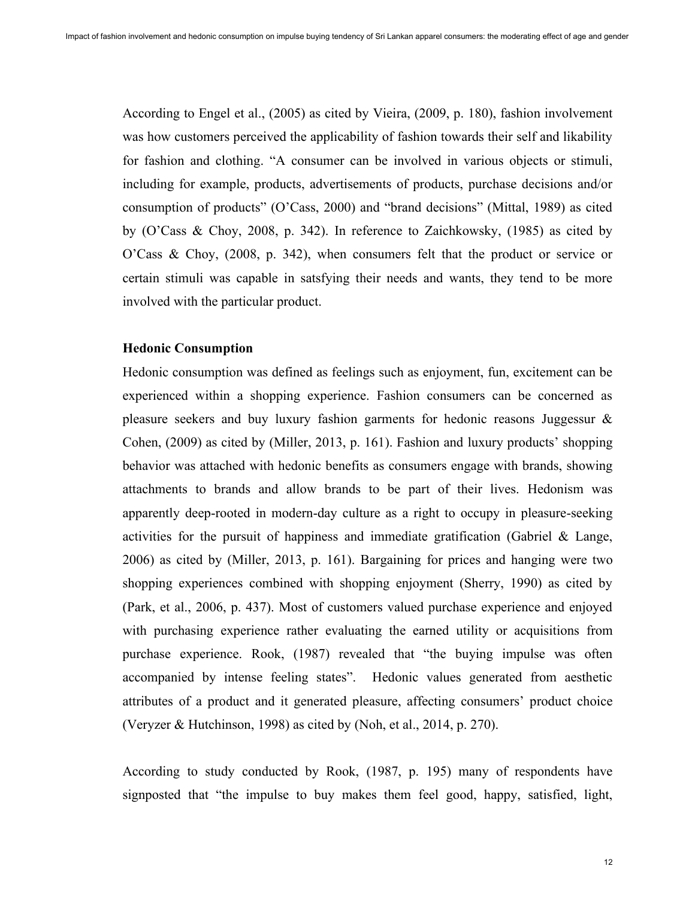According to Engel et al., (2005) as cited by Vieira, (2009, p. 180), fashion involvement was how customers perceived the applicability of fashion towards their self and likability for fashion and clothing. "A consumer can be involved in various objects or stimuli, including for example, products, advertisements of products, purchase decisions and/or consumption of products" (O'Cass, 2000) and "brand decisions" (Mittal, 1989) as cited by (O'Cass & Choy, 2008, p. 342). In reference to Zaichkowsky, (1985) as cited by O'Cass & Choy, (2008, p. 342), when consumers felt that the product or service or certain stimuli was capable in satsfying their needs and wants, they tend to be more involved with the particular product.

### Hedonic Consumption

Hedonic consumption was defined as feelings such as enjoyment, fun, excitement can be experienced within a shopping experience. Fashion consumers can be concerned as pleasure seekers and buy luxury fashion garments for hedonic reasons Juggessur & Cohen, (2009) as cited by (Miller, 2013, p. 161). Fashion and luxury products' shopping behavior was attached with hedonic benefits as consumers engage with brands, showing attachments to brands and allow brands to be part of their lives. Hedonism was apparently deep-rooted in modern-day culture as a right to occupy in pleasure-seeking activities for the pursuit of happiness and immediate gratification (Gabriel & Lange, 2006) as cited by (Miller, 2013, p. 161). Bargaining for prices and hanging were two shopping experiences combined with shopping enjoyment (Sherry, 1990) as cited by (Park, et al., 2006, p. 437). Most of customers valued purchase experience and enjoyed with purchasing experience rather evaluating the earned utility or acquisitions from purchase experience. Rook, (1987) revealed that "the buying impulse was often accompanied by intense feeling states". Hedonic values generated from aesthetic attributes of a product and it generated pleasure, affecting consumers' product choice (Veryzer & Hutchinson, 1998) as cited by (Noh, et al., 2014, p. 270).

According to study conducted by Rook, (1987, p. 195) many of respondents have signposted that "the impulse to buy makes them feel good, happy, satisfied, light,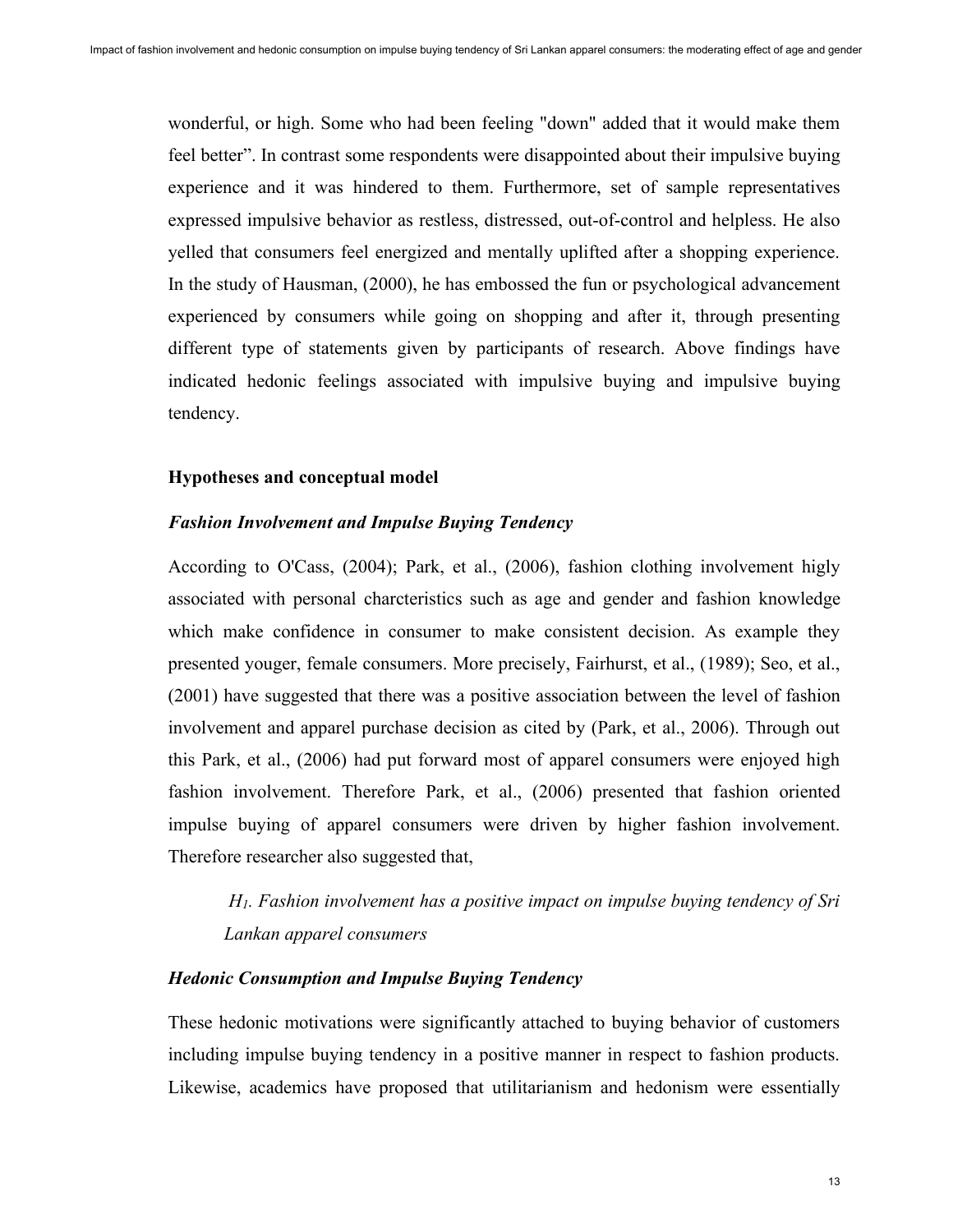wonderful, or high. Some who had been feeling "down" added that it would make them feel better". In contrast some respondents were disappointed about their impulsive buying experience and it was hindered to them. Furthermore, set of sample representatives expressed impulsive behavior as restless, distressed, out-of-control and helpless. He also yelled that consumers feel energized and mentally uplifted after a shopping experience. In the study of Hausman, (2000), he has embossed the fun or psychological advancement experienced by consumers while going on shopping and after it, through presenting different type of statements given by participants of research. Above findings have indicated hedonic feelings associated with impulsive buying and impulsive buying tendency.

## Hypotheses and conceptual model

### *Fashion Involvement and Impulse Buying Tendency*

According to O'Cass, (2004); Park, et al., (2006), fashion clothing involvement higly associated with personal charcteristics such as age and gender and fashion knowledge which make confidence in consumer to make consistent decision. As example they presented youger, female consumers. More precisely, Fairhurst, et al., (1989); Seo, et al., (2001) have suggested that there was a positive association between the level of fashion involvement and apparel purchase decision as cited by (Park, et al., 2006). Through out this Park, et al., (2006) had put forward most of apparel consumers were enjoyed high fashion involvement. Therefore Park, et al., (2006) presented that fashion oriented impulse buying of apparel consumers were driven by higher fashion involvement. Therefore researcher also suggested that,

> *$H_1$. Fashion involvement has a positive impact on impulse buying tendency of Sri Lankan apparel consumers*

### *Hedonic Consumption and Impulse Buying Tendency*

These hedonic motivations were significantly attached to buying behavior of customers including impulse buying tendency in a positive manner in respect to fashion products. Likewise, academics have proposed that utilitarianism and hedonism were essentially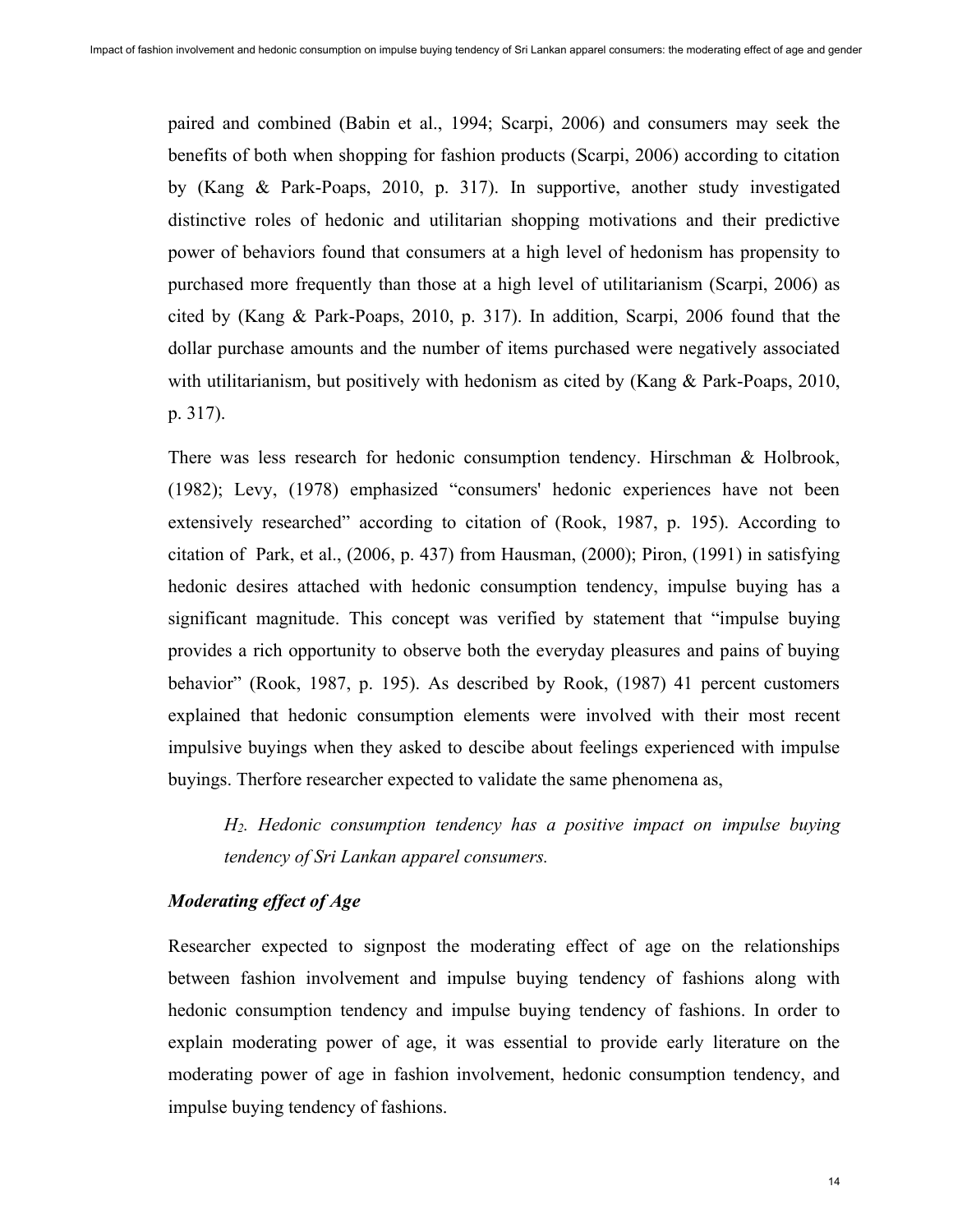paired and combined (Babin et al., 1994; Scarpi, 2006) and consumers may seek the benefits of both when shopping for fashion products (Scarpi, 2006) according to citation by (Kang & Park-Poaps, 2010, p. 317). In supportive, another study investigated distinctive roles of hedonic and utilitarian shopping motivations and their predictive power of behaviors found that consumers at a high level of hedonism has propensity to purchased more frequently than those at a high level of utilitarianism (Scarpi, 2006) as cited by (Kang & Park-Poaps, 2010, p. 317). In addition, Scarpi, 2006 found that the dollar purchase amounts and the number of items purchased were negatively associated with utilitarianism, but positively with hedonism as cited by (Kang & Park-Poaps, 2010, p. 317).

There was less research for hedonic consumption tendency. Hirschman & Holbrook, (1982); Levy, (1978) emphasized "consumers' hedonic experiences have not been extensively researched" according to citation of (Rook, 1987, p. 195). According to citation of Park, et al., (2006, p. 437) from Hausman, (2000); Piron, (1991) in satisfying hedonic desires attached with hedonic consumption tendency, impulse buying has a significant magnitude. This concept was verified by statement that "impulse buying provides a rich opportunity to observe both the everyday pleasures and pains of buying behavior" (Rook, 1987, p. 195). As described by Rook, (1987) 41 percent customers explained that hedonic consumption elements were involved with their most recent impulsive buyings when they asked to descibe about feelings experienced with impulse buyings. Therfore researcher expected to validate the same phenomena as,

> *$H_2$. Hedonic consumption tendency has a positive impact on impulse buying tendency of Sri Lankan apparel consumers.*

### *Moderating effect of Age*

Researcher expected to signpost the moderating effect of age on the relationships between fashion involvement and impulse buying tendency of fashions along with hedonic consumption tendency and impulse buying tendency of fashions. In order to explain moderating power of age, it was essential to provide early literature on the moderating power of age in fashion involvement, hedonic consumption tendency, and impulse buying tendency of fashions.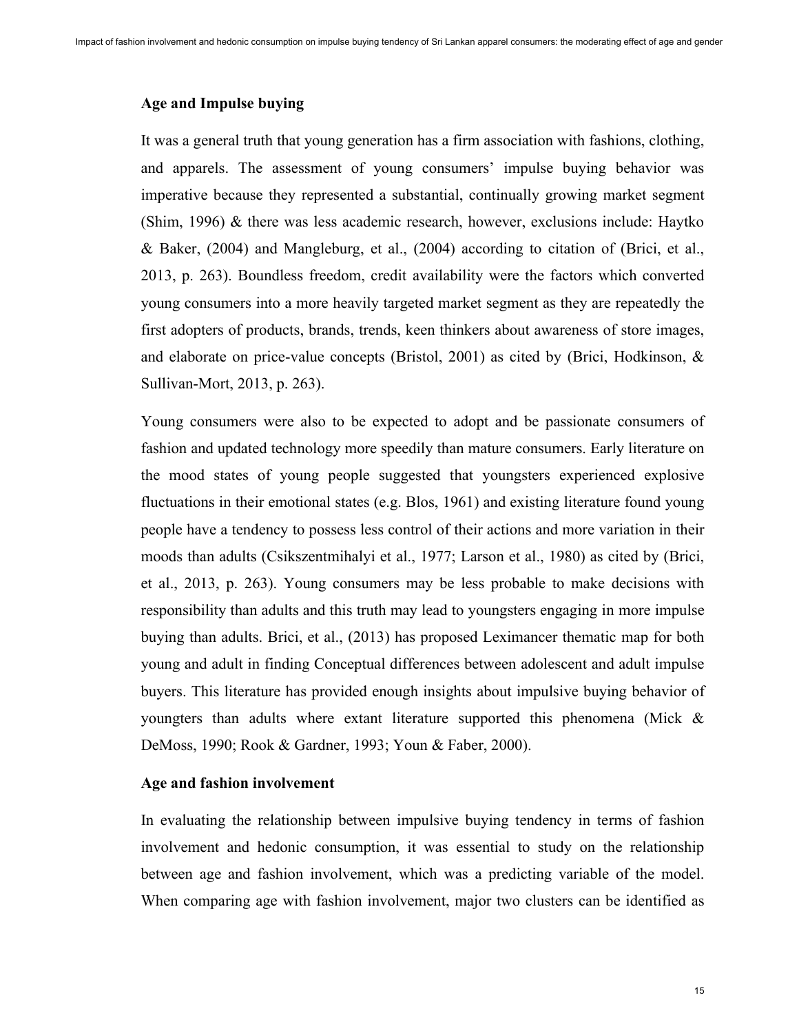## Age and Impulse buying

It was a general truth that young generation has a firm association with fashions, clothing, and apparels. The assessment of young consumers' impulse buying behavior was imperative because they represented a substantial, continually growing market segment (Shim, 1996) & there was less academic research, however, exclusions include: Haytko & Baker, (2004) and Mangleburg, et al., (2004) according to citation of (Brici, et al., 2013, p. 263). Boundless freedom, credit availability were the factors which converted young consumers into a more heavily targeted market segment as they are repeatedly the first adopters of products, brands, trends, keen thinkers about awareness of store images, and elaborate on price-value concepts (Bristol, 2001) as cited by (Brici, Hodkinson, & Sullivan-Mort, 2013, p. 263).

Young consumers were also to be expected to adopt and be passionate consumers of fashion and updated technology more speedily than mature consumers. Early literature on the mood states of young people suggested that youngsters experienced explosive fluctuations in their emotional states (e.g. Blos, 1961) and existing literature found young people have a tendency to possess less control of their actions and more variation in their moods than adults (Csikszentmihalyi et al., 1977; Larson et al., 1980) as cited by (Brici, et al., 2013, p. 263). Young consumers may be less probable to make decisions with responsibility than adults and this truth may lead to youngsters engaging in more impulse buying than adults. Brici, et al., (2013) has proposed Leximancer thematic map for both young and adult in finding Conceptual differences between adolescent and adult impulse buyers. This literature has provided enough insights about impulsive buying behavior of youngters than adults where extant literature supported this phenomena (Mick & DeMoss, 1990; Rook & Gardner, 1993; Youn & Faber, 2000).

## Age and fashion involvement

In evaluating the relationship between impulsive buying tendency in terms of fashion involvement and hedonic consumption, it was essential to study on the relationship between age and fashion involvement, which was a predicting variable of the model. When comparing age with fashion involvement, major two clusters can be identified as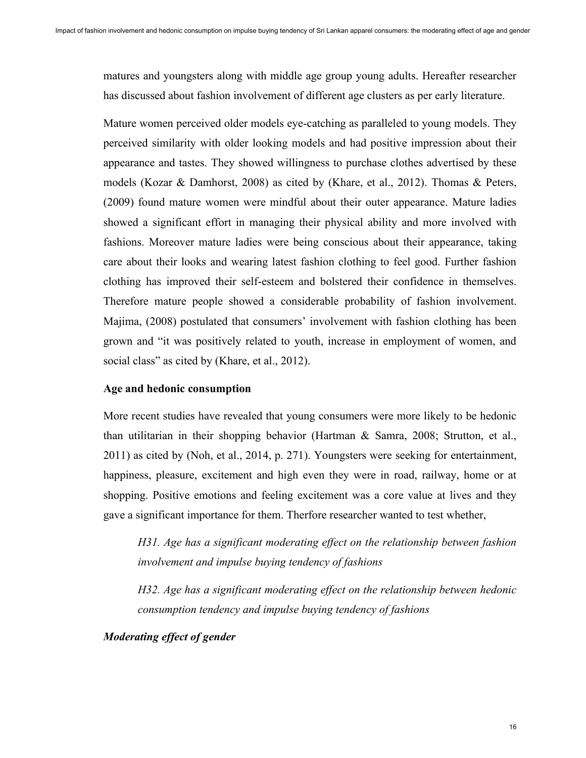matures and youngsters along with middle age group young adults. Hereafter researcher has discussed about fashion involvement of different age clusters as per early literature.

Mature women perceived older models eye-catching as paralleled to young models. They perceived similarity with older looking models and had positive impression about their appearance and tastes. They showed willingness to purchase clothes advertised by these models (Kozar & Damhorst, 2008) as cited by (Khare, et al., 2012). Thomas & Peters, (2009) found mature women were mindful about their outer appearance. Mature ladies showed a significant effort in managing their physical ability and more involved with fashions. Moreover mature ladies were being conscious about their appearance, taking care about their looks and wearing latest fashion clothing to feel good. Further fashion clothing has improved their self-esteem and bolstered their confidence in themselves. Therefore mature people showed a considerable probability of fashion involvement. Majima, (2008) postulated that consumers' involvement with fashion clothing has been grown and "it was positively related to youth, increase in employment of women, and social class" as cited by (Khare, et al., 2012).

**Age and hedonic consumption**

More recent studies have revealed that young consumers were more likely to be hedonic than utilitarian in their shopping behavior (Hartman & Samra, 2008; Strutton, et al., 2011) as cited by (Noh, et al., 2014, p. 271). Youngsters were seeking for entertainment, happiness, pleasure, excitement and high even they were in road, railway, home or at shopping. Positive emotions and feeling excitement was a core value at lives and they gave a significant importance for them. Therfore researcher wanted to test whether,

*H31. Age has a significant moderating effect on the relationship between fashion involvement and impulse buying tendency of fashions*

*H32. Age has a significant moderating effect on the relationship between hedonic consumption tendency and impulse buying tendency of fashions*

***Moderating effect of gender***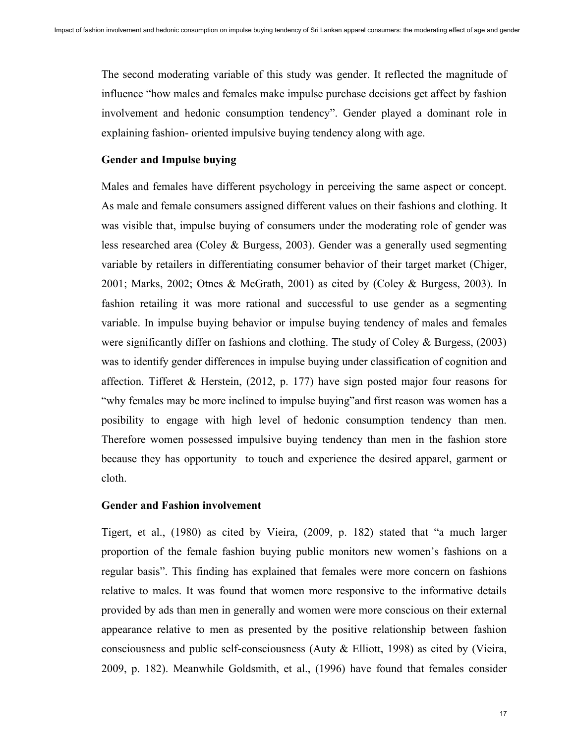The second moderating variable of this study was gender. It reflected the magnitude of influence "how males and females make impulse purchase decisions get affect by fashion involvement and hedonic consumption tendency". Gender played a dominant role in explaining fashion- oriented impulsive buying tendency along with age.

### Gender and Impulse buying

Males and females have different psychology in perceiving the same aspect or concept. As male and female consumers assigned different values on their fashions and clothing. It was visible that, impulse buying of consumers under the moderating role of gender was less researched area (Coley & Burgess, 2003). Gender was a generally used segmenting variable by retailers in differentiating consumer behavior of their target market (Chiger, 2001; Marks, 2002; Otnes & McGrath, 2001) as cited by (Coley & Burgess, 2003). In fashion retailing it was more rational and successful to use gender as a segmenting variable. In impulse buying behavior or impulse buying tendency of males and females were significantly differ on fashions and clothing. The study of Coley & Burgess, (2003) was to identify gender differences in impulse buying under classification of cognition and affection. Tifferet & Herstein, (2012, p. 177) have sign posted major four reasons for "why females may be more inclined to impulse buying"and first reason was women has a posibility to engage with high level of hedonic consumption tendency than men. Therefore women possessed impulsive buying tendency than men in the fashion store because they has opportunity to touch and experience the desired apparel, garment or cloth.

### Gender and Fashion involvement

Tigert, et al., (1980) as cited by Vieira, (2009, p. 182) stated that "a much larger proportion of the female fashion buying public monitors new women's fashions on a regular basis". This finding has explained that females were more concern on fashions relative to males. It was found that women more responsive to the informative details provided by ads than men in generally and women were more conscious on their external appearance relative to men as presented by the positive relationship between fashion consciousness and public self-consciousness (Auty & Elliott, 1998) as cited by (Vieira, 2009, p. 182). Meanwhile Goldsmith, et al., (1996) have found that females consider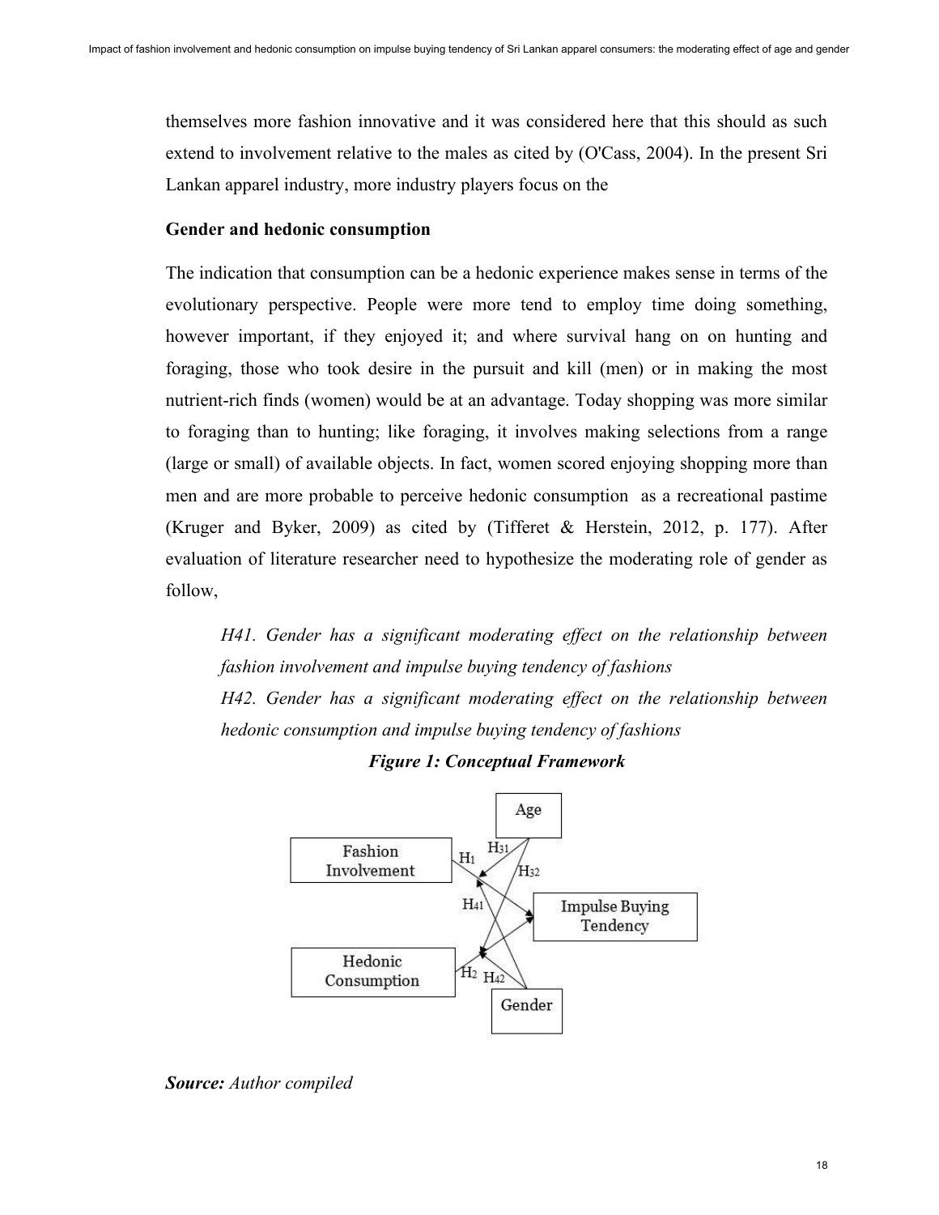themselves more fashion innovative and it was considered here that this should as such extend to involvement relative to the males as cited by (O'Cass, 2004). In the present Sri Lankan apparel industry, more industry players focus on the

**Gender and hedonic consumption**

The indication that consumption can be a hedonic experience makes sense in terms of the evolutionary perspective. People were more tend to employ time doing something, however important, if they enjoyed it; and where survival hang on on hunting and foraging, those who took desire in the pursuit and kill (men) or in making the most nutrient-rich finds (women) would be at an advantage. Today shopping was more similar to foraging than to hunting; like foraging, it involves making selections from a range (large or small) of available objects. In fact, women scored enjoying shopping more than men and are more probable to perceive hedonic consumption as a recreational pastime (Kruger and Byker, 2009) as cited by (Tifferet & Herstein, 2012, p. 177). After evaluation of literature researcher need to hypothesize the moderating role of gender as follow,

> *H41. Gender has a significant moderating effect on the relationship between fashion involvement and impulse buying tendency of fashions*
>
> *H42. Gender has a significant moderating effect on the relationship between hedonic consumption and impulse buying tendency of fashions*

***Figure 1: Conceptual Framework***

Age

Fashion Involvement

Impulse Buying Tendency

Hedonic Consumption

Gender

$H_1$ $H_{31}$ $H_{32}$ $H_{41}$ $H_2$ $H_{42}$

***Source:*** *Author compiled*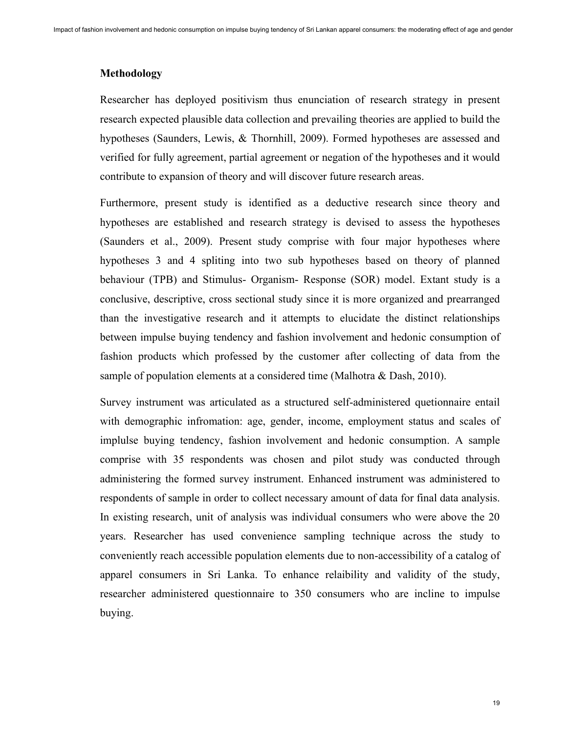## Methodology

Researcher has deployed positivism thus enunciation of research strategy in present research expected plausible data collection and prevailing theories are applied to build the hypotheses (Saunders, Lewis, & Thornhill, 2009). Formed hypotheses are assessed and verified for fully agreement, partial agreement or negation of the hypotheses and it would contribute to expansion of theory and will discover future research areas.

Furthermore, present study is identified as a deductive research since theory and hypotheses are established and research strategy is devised to assess the hypotheses (Saunders et al., 2009). Present study comprise with four major hypotheses where hypotheses 3 and 4 spliting into two sub hypotheses based on theory of planned behaviour (TPB) and Stimulus- Organism- Response (SOR) model. Extant study is a conclusive, descriptive, cross sectional study since it is more organized and prearranged than the investigative research and it attempts to elucidate the distinct relationships between impulse buying tendency and fashion involvement and hedonic consumption of fashion products which professed by the customer after collecting of data from the sample of population elements at a considered time (Malhotra & Dash, 2010).

Survey instrument was articulated as a structured self-administered quetionnaire entail with demographic infromation: age, gender, income, employment status and scales of implulse buying tendency, fashion involvement and hedonic consumption. A sample comprise with 35 respondents was chosen and pilot study was conducted through administering the formed survey instrument. Enhanced instrument was administered to respondents of sample in order to collect necessary amount of data for final data analysis. In existing research, unit of analysis was individual consumers who were above the 20 years. Researcher has used convenience sampling technique across the study to conveniently reach accessible population elements due to non-accessibility of a catalog of apparel consumers in Sri Lanka. To enhance relaibility and validity of the study, researcher administered questionnaire to 350 consumers who are incline to impulse buying.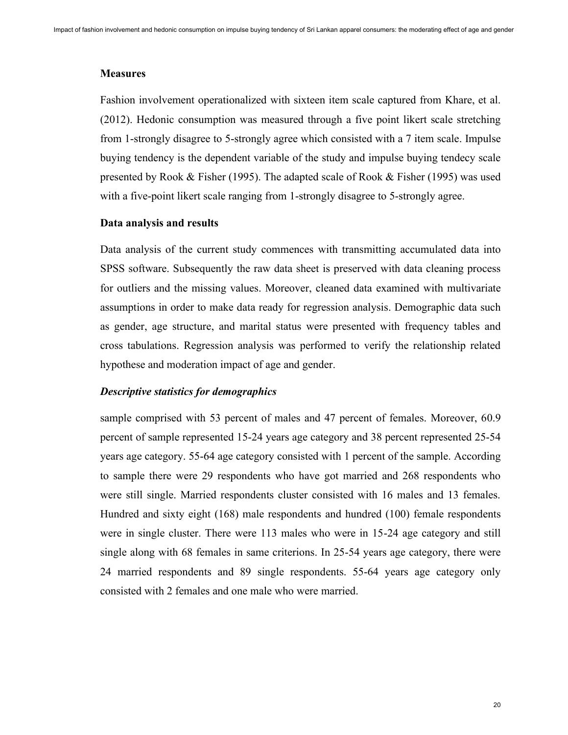## Measures

Fashion involvement operationalized with sixteen item scale captured from Khare, et al. (2012). Hedonic consumption was measured through a five point likert scale stretching from 1-strongly disagree to 5-strongly agree which consisted with a 7 item scale. Impulse buying tendency is the dependent variable of the study and impulse buying tendecy scale presented by Rook & Fisher (1995). The adapted scale of Rook & Fisher (1995) was used with a five-point likert scale ranging from 1-strongly disagree to 5-strongly agree.

## Data analysis and results

Data analysis of the current study commences with transmitting accumulated data into SPSS software. Subsequently the raw data sheet is preserved with data cleaning process for outliers and the missing values. Moreover, cleaned data examined with multivariate assumptions in order to make data ready for regression analysis. Demographic data such as gender, age structure, and marital status were presented with frequency tables and cross tabulations. Regression analysis was performed to verify the relationship related hypothese and moderation impact of age and gender.

### *Descriptive statistics for demographics*

sample comprised with 53 percent of males and 47 percent of females. Moreover, 60.9 percent of sample represented 15-24 years age category and 38 percent represented 25-54 years age category. 55-64 age category consisted with 1 percent of the sample. According to sample there were 29 respondents who have got married and 268 respondents who were still single. Married respondents cluster consisted with 16 males and 13 females. Hundred and sixty eight (168) male respondents and hundred (100) female respondents were in single cluster. There were 113 males who were in 15-24 age category and still single along with 68 females in same criterions. In 25-54 years age category, there were 24 married respondents and 89 single respondents. 55-64 years age category only consisted with 2 females and one male who were married.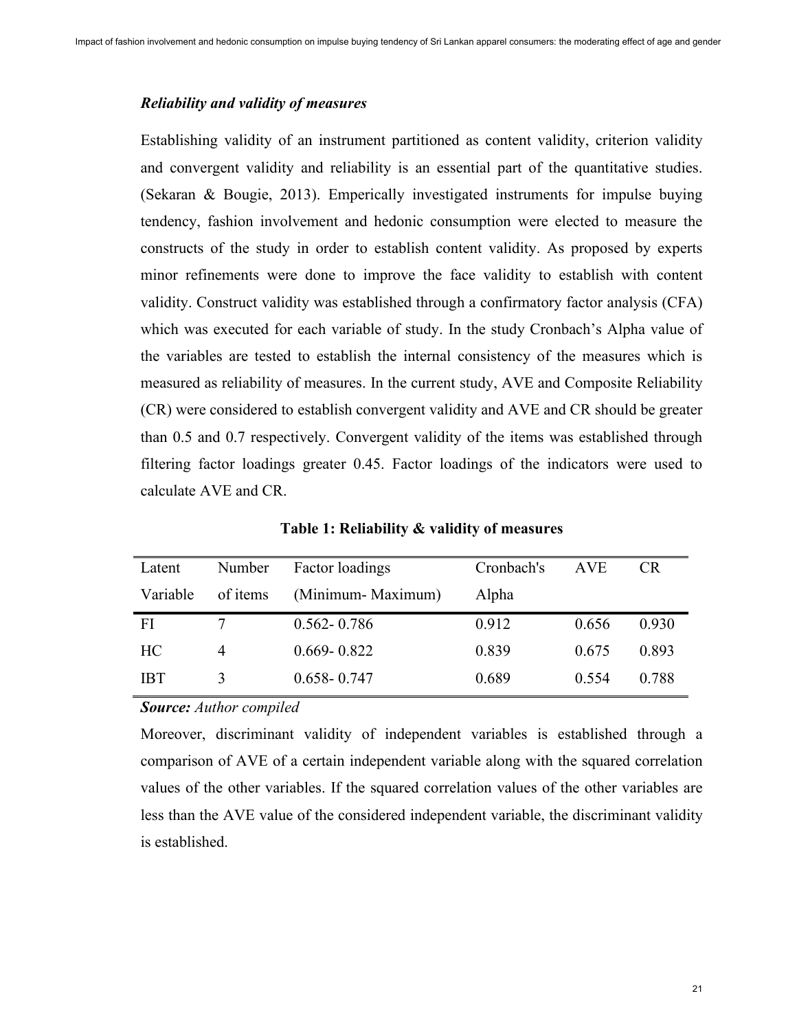### *Reliability and validity of measures*

Establishing validity of an instrument partitioned as content validity, criterion validity and convergent validity and reliability is an essential part of the quantitative studies. (Sekaran & Bougie, 2013). Emperically investigated instruments for impulse buying tendency, fashion involvement and hedonic consumption were elected to measure the constructs of the study in order to establish content validity. As proposed by experts minor refinements were done to improve the face validity to establish with content validity. Construct validity was established through a confirmatory factor analysis (CFA) which was executed for each variable of study. In the study Cronbach's Alpha value of the variables are tested to establish the internal consistency of the measures which is measured as reliability of measures. In the current study, AVE and Composite Reliability (CR) were considered to establish convergent validity and AVE and CR should be greater than 0.5 and 0.7 respectively. Convergent validity of the items was established through filtering factor loadings greater 0.45. Factor loadings of the indicators were used to calculate AVE and CR.

**Table 1: Reliability & validity of measures**

| Latent Variable | Number of items | Factor loadings (Minimum- Maximum) | Cronbach's Alpha | AVE | CR |
|---|---|---|---|---|---|
| FI | 7 | 0.562- 0.786 | 0.912 | 0.656 | 0.930 |
| HC | 4 | 0.669- 0.822 | 0.839 | 0.675 | 0.893 |
| IBT | 3 | 0.658- 0.747 | 0.689 | 0.554 | 0.788 |

***Source:*** *Author compiled*

Moreover, discriminant validity of independent variables is established through a comparison of AVE of a certain independent variable along with the squared correlation values of the other variables. If the squared correlation values of the other variables are less than the AVE value of the considered independent variable, the discriminant validity is established.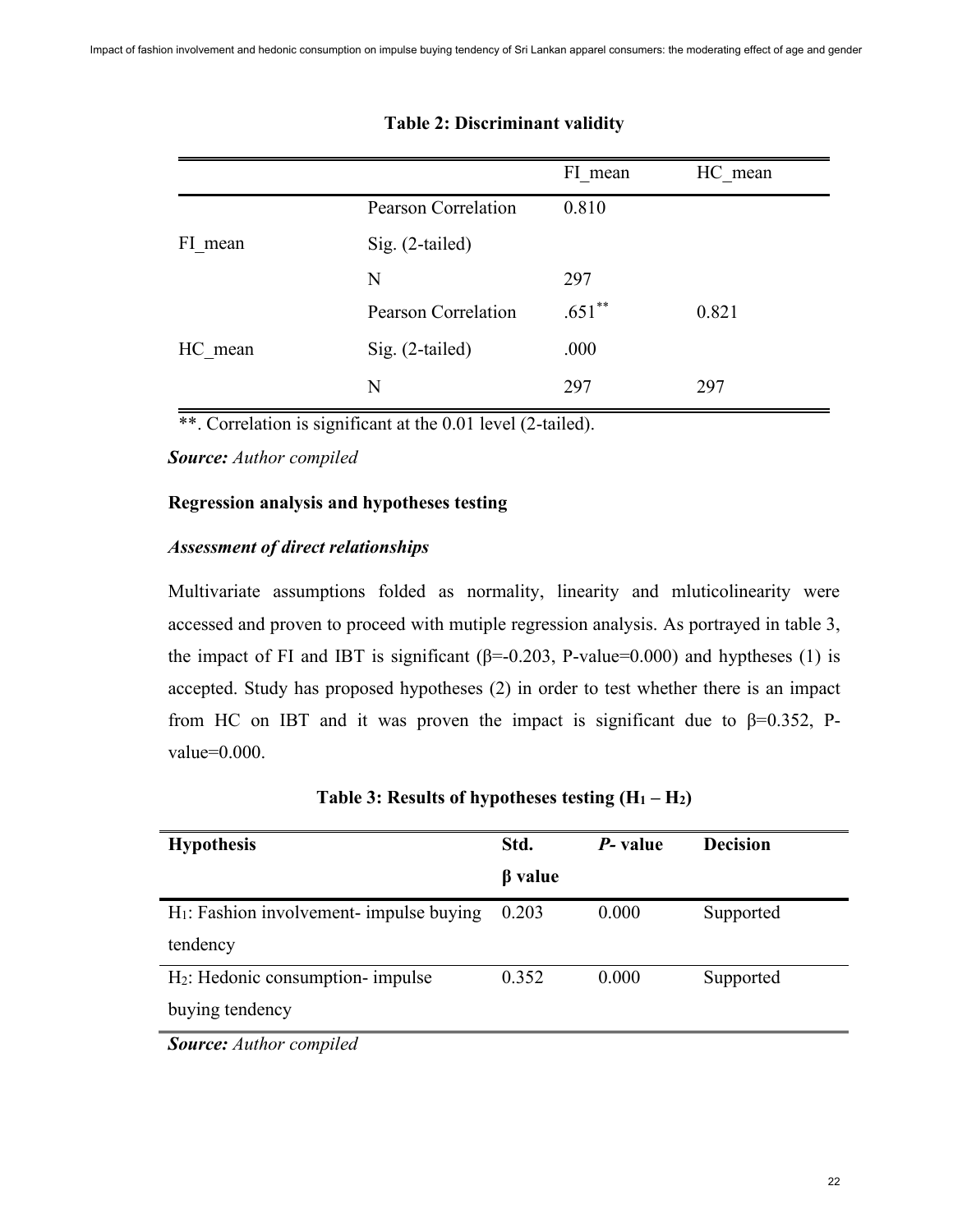**Table 2: Discriminant validity**

| | | FI_mean | HC_mean |
|---|---|---|---|
| FI_mean | Pearson Correlation | 0.810 | |
| | Sig. (2-tailed) | | |
| | N | 297 | |
| HC_mean | Pearson Correlation | .651** | 0.821 |
| | Sig. (2-tailed) | .000 | |
| | N | 297 | 297 |

**. Correlation is significant at the 0.01 level (2-tailed).

***Source:*** *Author compiled*

**Regression analysis and hypotheses testing**

***Assessment of direct relationships***

Multivariate assumptions folded as normality, linearity and mluticolinearity were accessed and proven to proceed with mutiple regression analysis. As portrayed in table 3, the impact of FI and IBT is significant ($\beta$=-0.203, P-value=0.000) and hyptheses (1) is accepted. Study has proposed hypotheses (2) in order to test whether there is an impact from HC on IBT and it was proven the impact is significant due to $\beta$=0.352, P-value=0.000.

**Table 3: Results of hypotheses testing ($H_1$ – $H_2$)**

| **Hypothesis** | **Std. β value** | ***P*- value** | **Decision** |
|---|---|---|---|
| $H_1$: Fashion involvement- impulse buying tendency | 0.203 | 0.000 | Supported |
| $H_2$: Hedonic consumption- impulse buying tendency | 0.352 | 0.000 | Supported |

***Source:*** *Author compiled*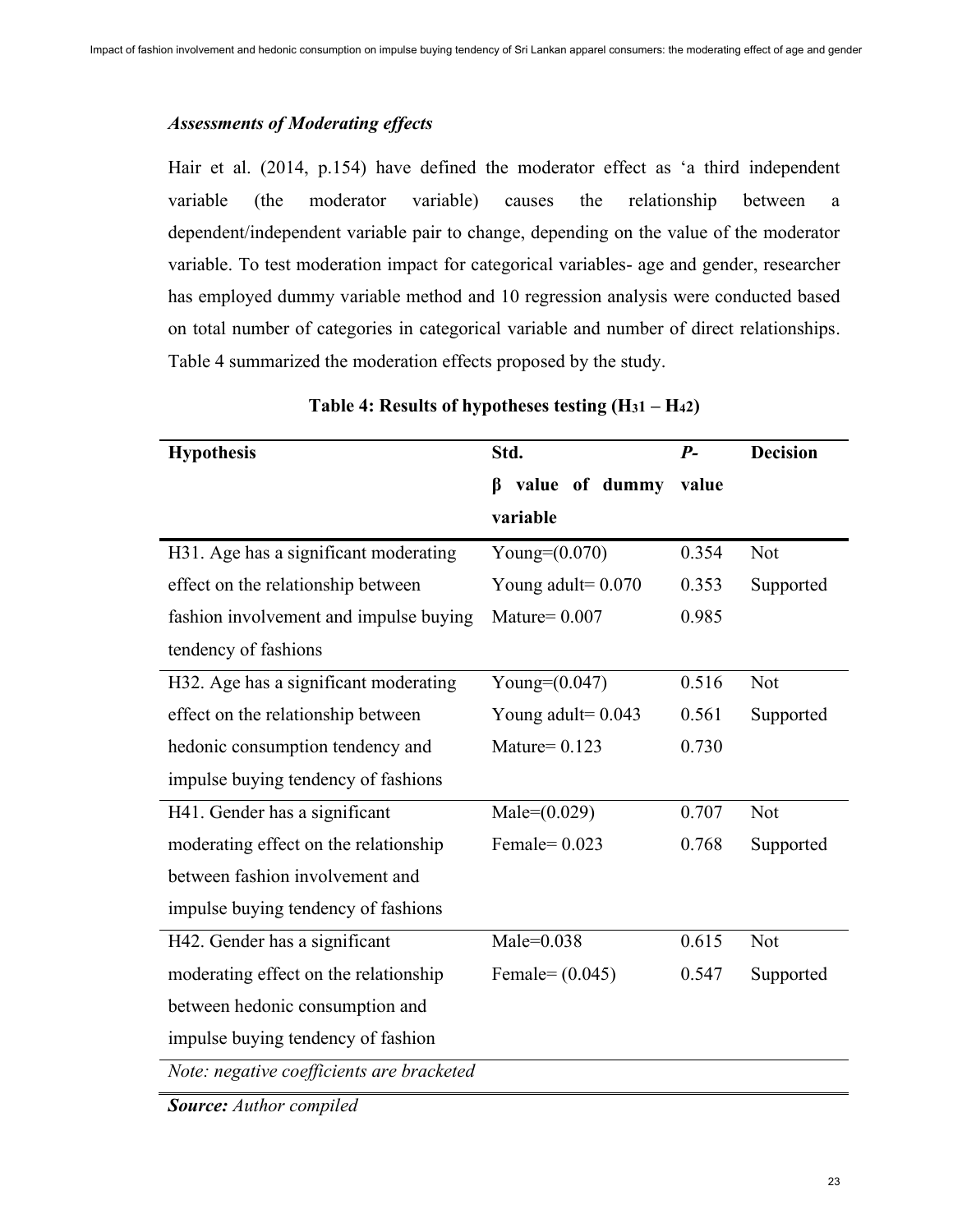### *Assessments of Moderating effects*

Hair et al. (2014, p.154) have defined the moderator effect as 'a third independent variable (the moderator variable) causes the relationship between a dependent/independent variable pair to change, depending on the value of the moderator variable. To test moderation impact for categorical variables- age and gender, researcher has employed dummy variable method and 10 regression analysis were conducted based on total number of categories in categorical variable and number of direct relationships. Table 4 summarized the moderation effects proposed by the study.

**Table 4: Results of hypotheses testing ($H_{31}$ – $H_{42}$)**

| Hypothesis | Std. β value of dummy variable | *P*-value | Decision |
|---|---|---|---|
| H31. Age has a significant moderating effect on the relationship between fashion involvement and impulse buying tendency of fashions | Young=(0.070)<br>Young adult= 0.070<br>Mature= 0.007 | 0.354<br>0.353<br>0.985 | Not Supported |
| H32. Age has a significant moderating effect on the relationship between hedonic consumption tendency and impulse buying tendency of fashions | Young=(0.047)<br>Young adult= 0.043<br>Mature= 0.123 | 0.516<br>0.561<br>0.730 | Not Supported |
| H41. Gender has a significant moderating effect on the relationship between fashion involvement and impulse buying tendency of fashions | Male=(0.029)<br>Female= 0.023 | 0.707<br>0.768 | Not Supported |
| H42. Gender has a significant moderating effect on the relationship between hedonic consumption and impulse buying tendency of fashion | Male=0.038<br>Female= (0.045) | 0.615<br>0.547 | Not Supported |

*Note: negative coefficients are bracketed*

***Source:*** *Author compiled*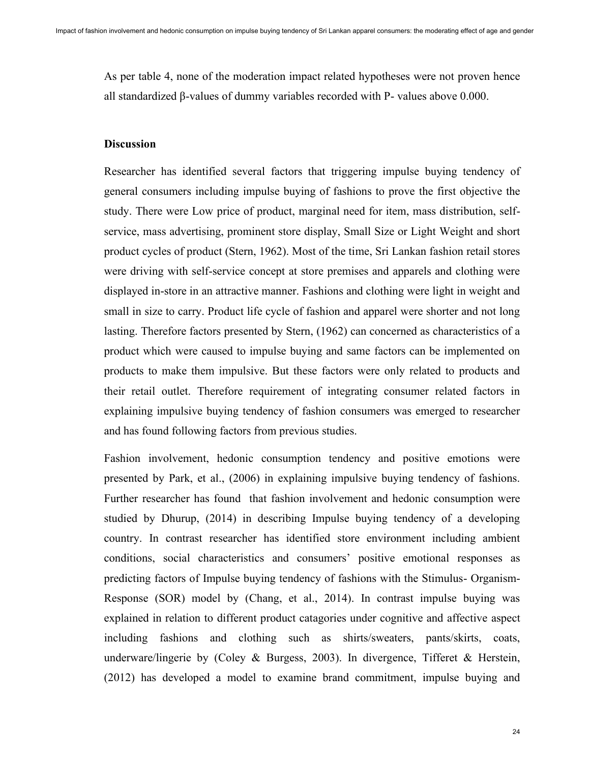As per table 4, none of the moderation impact related hypotheses were not proven hence all standardized β-values of dummy variables recorded with P- values above 0.000.

## Discussion

Researcher has identified several factors that triggering impulse buying tendency of general consumers including impulse buying of fashions to prove the first objective the study. There were Low price of product, marginal need for item, mass distribution, self-service, mass advertising, prominent store display, Small Size or Light Weight and short product cycles of product (Stern, 1962). Most of the time, Sri Lankan fashion retail stores were driving with self-service concept at store premises and apparels and clothing were displayed in-store in an attractive manner. Fashions and clothing were light in weight and small in size to carry. Product life cycle of fashion and apparel were shorter and not long lasting. Therefore factors presented by Stern, (1962) can concerned as characteristics of a product which were caused to impulse buying and same factors can be implemented on products to make them impulsive. But these factors were only related to products and their retail outlet. Therefore requirement of integrating consumer related factors in explaining impulsive buying tendency of fashion consumers was emerged to researcher and has found following factors from previous studies.

Fashion involvement, hedonic consumption tendency and positive emotions were presented by Park, et al., (2006) in explaining impulsive buying tendency of fashions. Further researcher has found that fashion involvement and hedonic consumption were studied by Dhurup, (2014) in describing Impulse buying tendency of a developing country. In contrast researcher has identified store environment including ambient conditions, social characteristics and consumers' positive emotional responses as predicting factors of Impulse buying tendency of fashions with the Stimulus- Organism-Response (SOR) model by (Chang, et al., 2014). In contrast impulse buying was explained in relation to different product catagories under cognitive and affective aspect including fashions and clothing such as shirts/sweaters, pants/skirts, coats, underware/lingerie by (Coley & Burgess, 2003). In divergence, Tifferet & Herstein, (2012) has developed a model to examine brand commitment, impulse buying and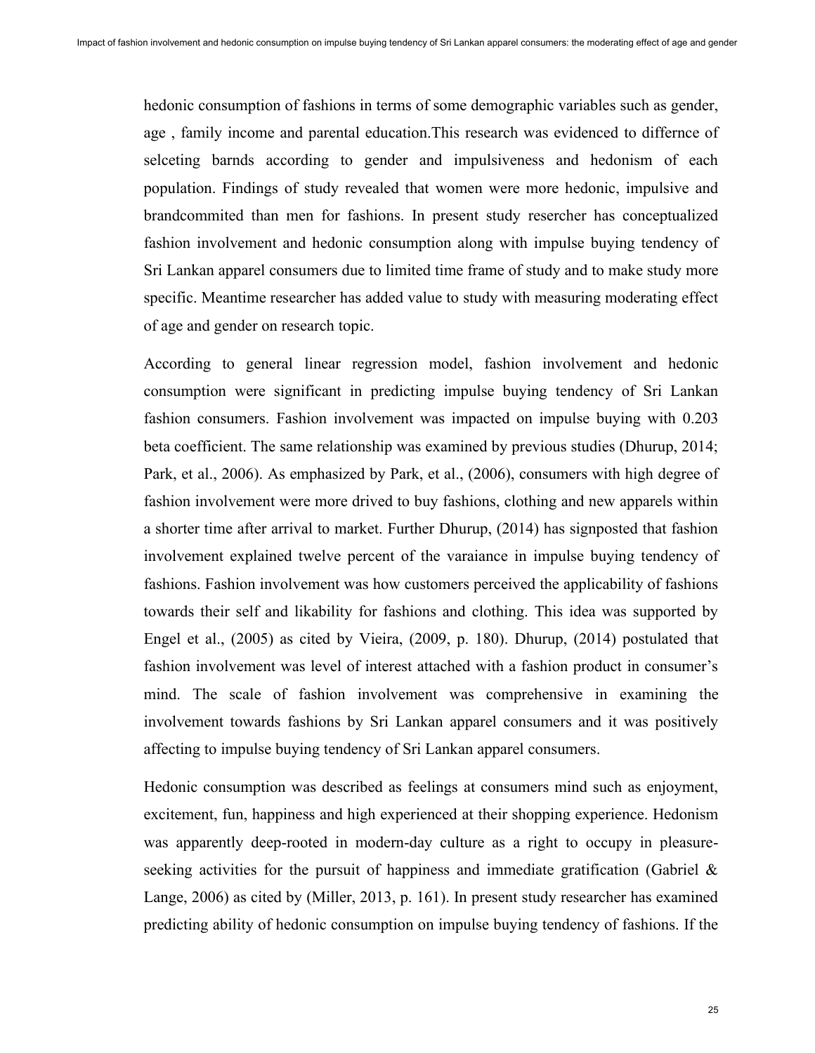hedonic consumption of fashions in terms of some demographic variables such as gender, age , family income and parental education.This research was evidenced to differnce of selceting barnds according to gender and impulsiveness and hedonism of each population. Findings of study revealed that women were more hedonic, impulsive and brandcommited than men for fashions. In present study resercher has conceptualized fashion involvement and hedonic consumption along with impulse buying tendency of Sri Lankan apparel consumers due to limited time frame of study and to make study more specific. Meantime researcher has added value to study with measuring moderating effect of age and gender on research topic.

According to general linear regression model, fashion involvement and hedonic consumption were significant in predicting impulse buying tendency of Sri Lankan fashion consumers. Fashion involvement was impacted on impulse buying with 0.203 beta coefficient. The same relationship was examined by previous studies (Dhurup, 2014; Park, et al., 2006). As emphasized by Park, et al., (2006), consumers with high degree of fashion involvement were more drived to buy fashions, clothing and new apparels within a shorter time after arrival to market. Further Dhurup, (2014) has signposted that fashion involvement explained twelve percent of the varaiance in impulse buying tendency of fashions. Fashion involvement was how customers perceived the applicability of fashions towards their self and likability for fashions and clothing. This idea was supported by Engel et al., (2005) as cited by Vieira, (2009, p. 180). Dhurup, (2014) postulated that fashion involvement was level of interest attached with a fashion product in consumer's mind. The scale of fashion involvement was comprehensive in examining the involvement towards fashions by Sri Lankan apparel consumers and it was positively affecting to impulse buying tendency of Sri Lankan apparel consumers.

Hedonic consumption was described as feelings at consumers mind such as enjoyment, excitement, fun, happiness and high experienced at their shopping experience. Hedonism was apparently deep-rooted in modern-day culture as a right to occupy in pleasure-seeking activities for the pursuit of happiness and immediate gratification (Gabriel & Lange, 2006) as cited by (Miller, 2013, p. 161). In present study researcher has examined predicting ability of hedonic consumption on impulse buying tendency of fashions. If the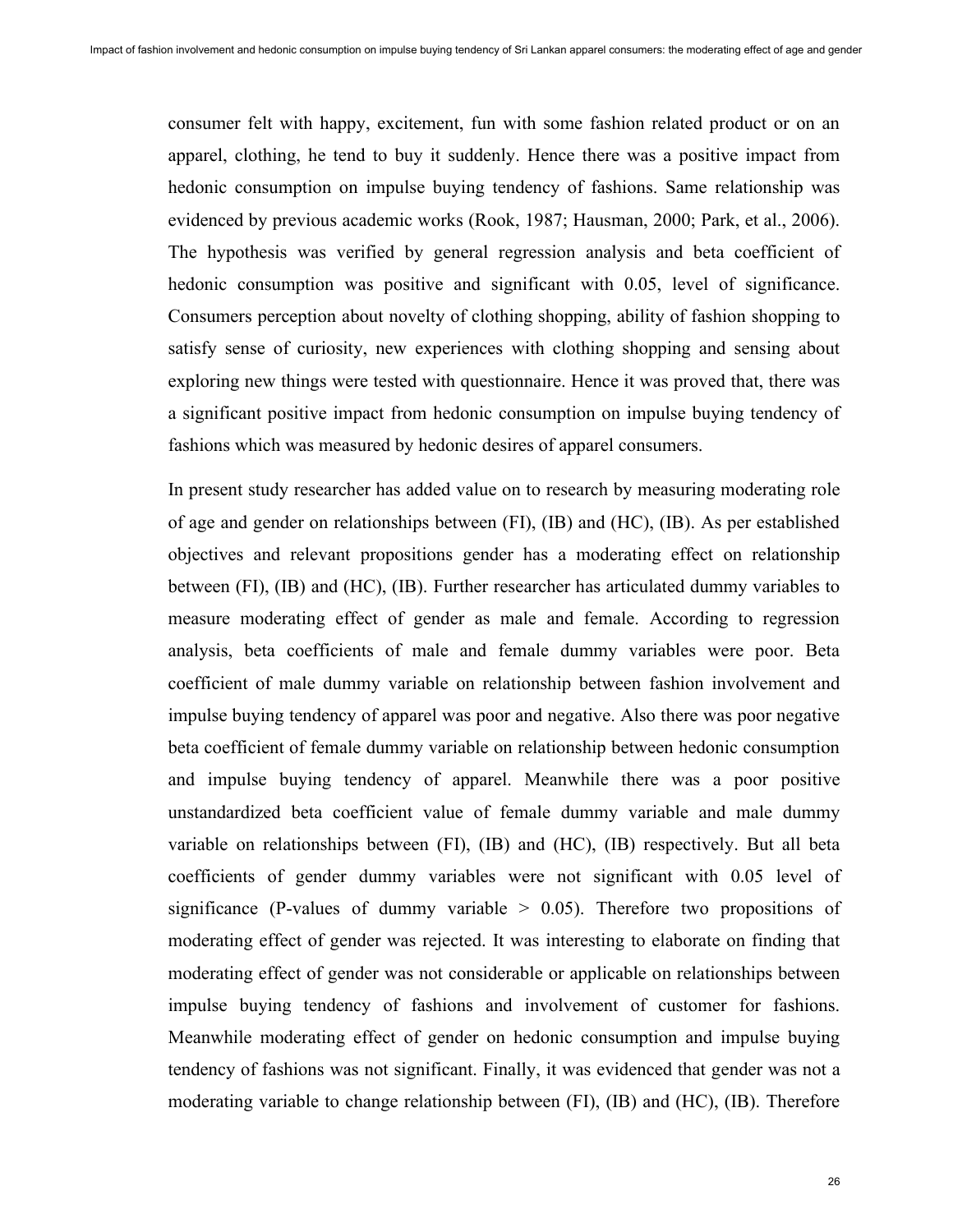consumer felt with happy, excitement, fun with some fashion related product or on an apparel, clothing, he tend to buy it suddenly. Hence there was a positive impact from hedonic consumption on impulse buying tendency of fashions. Same relationship was evidenced by previous academic works (Rook, 1987; Hausman, 2000; Park, et al., 2006). The hypothesis was verified by general regression analysis and beta coefficient of hedonic consumption was positive and significant with 0.05, level of significance. Consumers perception about novelty of clothing shopping, ability of fashion shopping to satisfy sense of curiosity, new experiences with clothing shopping and sensing about exploring new things were tested with questionnaire. Hence it was proved that, there was a significant positive impact from hedonic consumption on impulse buying tendency of fashions which was measured by hedonic desires of apparel consumers.

In present study researcher has added value on to research by measuring moderating role of age and gender on relationships between (FI), (IB) and (HC), (IB). As per established objectives and relevant propositions gender has a moderating effect on relationship between (FI), (IB) and (HC), (IB). Further researcher has articulated dummy variables to measure moderating effect of gender as male and female. According to regression analysis, beta coefficients of male and female dummy variables were poor. Beta coefficient of male dummy variable on relationship between fashion involvement and impulse buying tendency of apparel was poor and negative. Also there was poor negative beta coefficient of female dummy variable on relationship between hedonic consumption and impulse buying tendency of apparel. Meanwhile there was a poor positive unstandardized beta coefficient value of female dummy variable and male dummy variable on relationships between (FI), (IB) and (HC), (IB) respectively. But all beta coefficients of gender dummy variables were not significant with 0.05 level of significance (P-values of dummy variable > 0.05). Therefore two propositions of moderating effect of gender was rejected. It was interesting to elaborate on finding that moderating effect of gender was not considerable or applicable on relationships between impulse buying tendency of fashions and involvement of customer for fashions. Meanwhile moderating effect of gender on hedonic consumption and impulse buying tendency of fashions was not significant. Finally, it was evidenced that gender was not a moderating variable to change relationship between (FI), (IB) and (HC), (IB). Therefore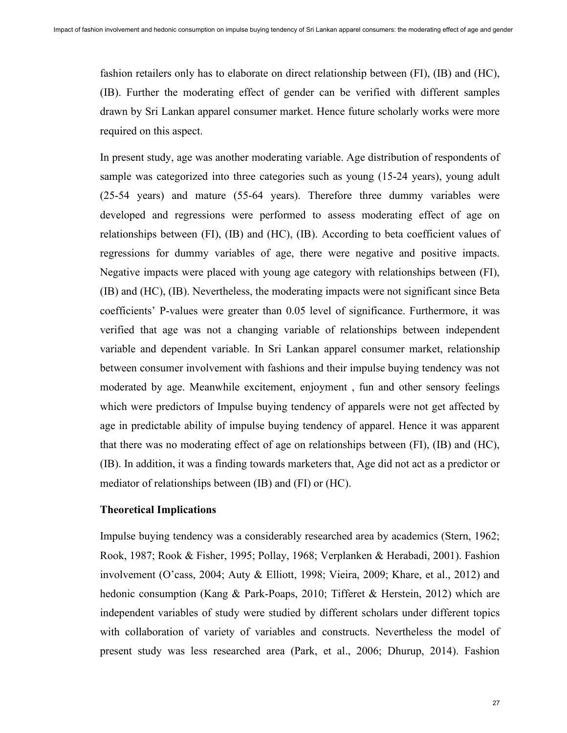fashion retailers only has to elaborate on direct relationship between (FI), (IB) and (HC), (IB). Further the moderating effect of gender can be verified with different samples drawn by Sri Lankan apparel consumer market. Hence future scholarly works were more required on this aspect.

In present study, age was another moderating variable. Age distribution of respondents of sample was categorized into three categories such as young (15-24 years), young adult (25-54 years) and mature (55-64 years). Therefore three dummy variables were developed and regressions were performed to assess moderating effect of age on relationships between (FI), (IB) and (HC), (IB). According to beta coefficient values of regressions for dummy variables of age, there were negative and positive impacts. Negative impacts were placed with young age category with relationships between (FI), (IB) and (HC), (IB). Nevertheless, the moderating impacts were not significant since Beta coefficients' P-values were greater than 0.05 level of significance. Furthermore, it was verified that age was not a changing variable of relationships between independent variable and dependent variable. In Sri Lankan apparel consumer market, relationship between consumer involvement with fashions and their impulse buying tendency was not moderated by age. Meanwhile excitement, enjoyment , fun and other sensory feelings which were predictors of Impulse buying tendency of apparels were not get affected by age in predictable ability of impulse buying tendency of apparel. Hence it was apparent that there was no moderating effect of age on relationships between (FI), (IB) and (HC), (IB). In addition, it was a finding towards marketers that, Age did not act as a predictor or mediator of relationships between (IB) and (FI) or (HC).

**Theoretical Implications**

Impulse buying tendency was a considerably researched area by academics (Stern, 1962; Rook, 1987; Rook & Fisher, 1995; Pollay, 1968; Verplanken & Herabadi, 2001). Fashion involvement (O'cass, 2004; Auty & Elliott, 1998; Vieira, 2009; Khare, et al., 2012) and hedonic consumption (Kang & Park-Poaps, 2010; Tifferet & Herstein, 2012) which are independent variables of study were studied by different scholars under different topics with collaboration of variety of variables and constructs. Nevertheless the model of present study was less researched area (Park, et al., 2006; Dhurup, 2014). Fashion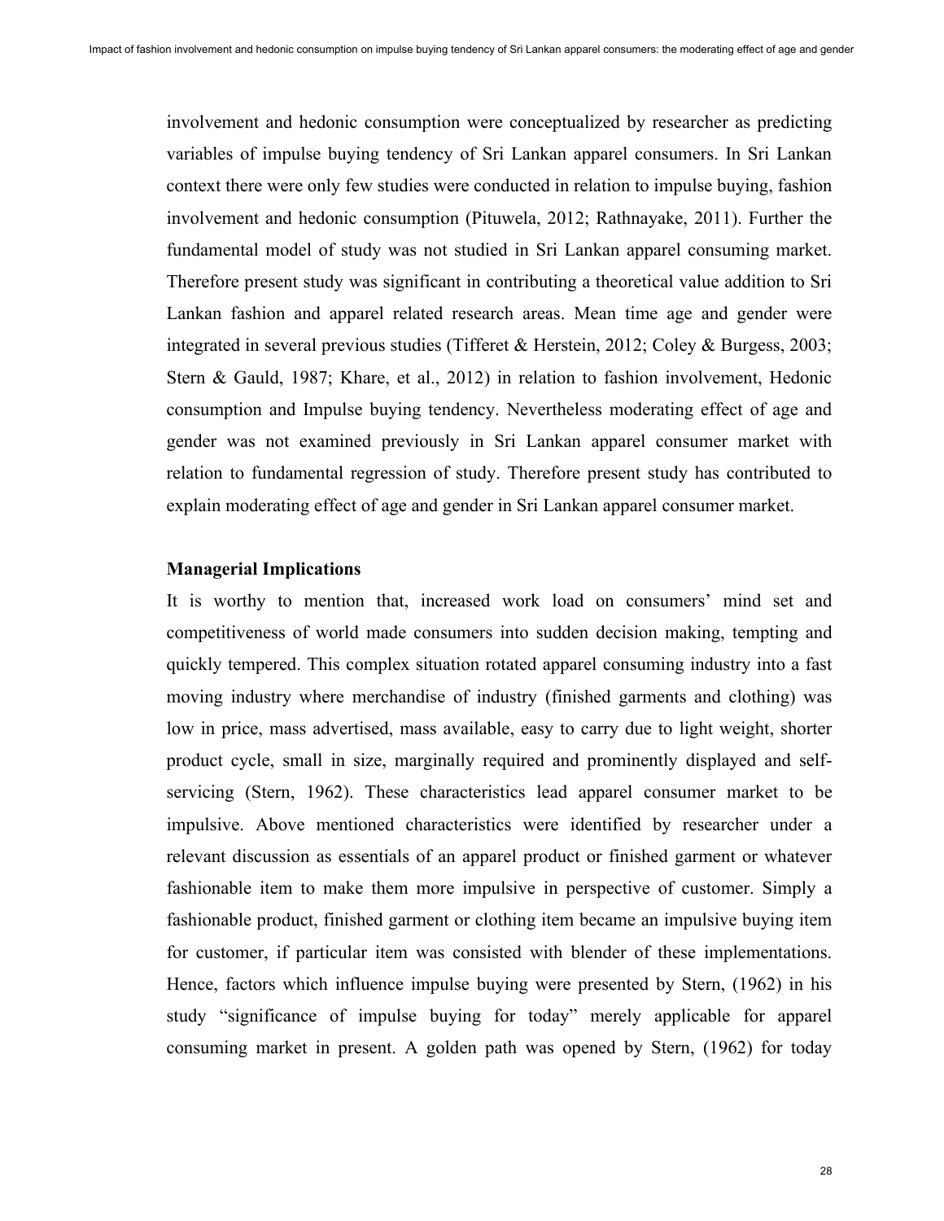involvement and hedonic consumption were conceptualized by researcher as predicting variables of impulse buying tendency of Sri Lankan apparel consumers. In Sri Lankan context there were only few studies were conducted in relation to impulse buying, fashion involvement and hedonic consumption (Pituwela, 2012; Rathnayake, 2011). Further the fundamental model of study was not studied in Sri Lankan apparel consuming market. Therefore present study was significant in contributing a theoretical value addition to Sri Lankan fashion and apparel related research areas. Mean time age and gender were integrated in several previous studies (Tifferet & Herstein, 2012; Coley & Burgess, 2003; Stern & Gauld, 1987; Khare, et al., 2012) in relation to fashion involvement, Hedonic consumption and Impulse buying tendency. Nevertheless moderating effect of age and gender was not examined previously in Sri Lankan apparel consumer market with relation to fundamental regression of study. Therefore present study has contributed to explain moderating effect of age and gender in Sri Lankan apparel consumer market.

**Managerial Implications**

It is worthy to mention that, increased work load on consumers' mind set and competitiveness of world made consumers into sudden decision making, tempting and quickly tempered. This complex situation rotated apparel consuming industry into a fast moving industry where merchandise of industry (finished garments and clothing) was low in price, mass advertised, mass available, easy to carry due to light weight, shorter product cycle, small in size, marginally required and prominently displayed and self-servicing (Stern, 1962). These characteristics lead apparel consumer market to be impulsive. Above mentioned characteristics were identified by researcher under a relevant discussion as essentials of an apparel product or finished garment or whatever fashionable item to make them more impulsive in perspective of customer. Simply a fashionable product, finished garment or clothing item became an impulsive buying item for customer, if particular item was consisted with blender of these implementations. Hence, factors which influence impulse buying were presented by Stern, (1962) in his study "significance of impulse buying for today" merely applicable for apparel consuming market in present. A golden path was opened by Stern, (1962) for today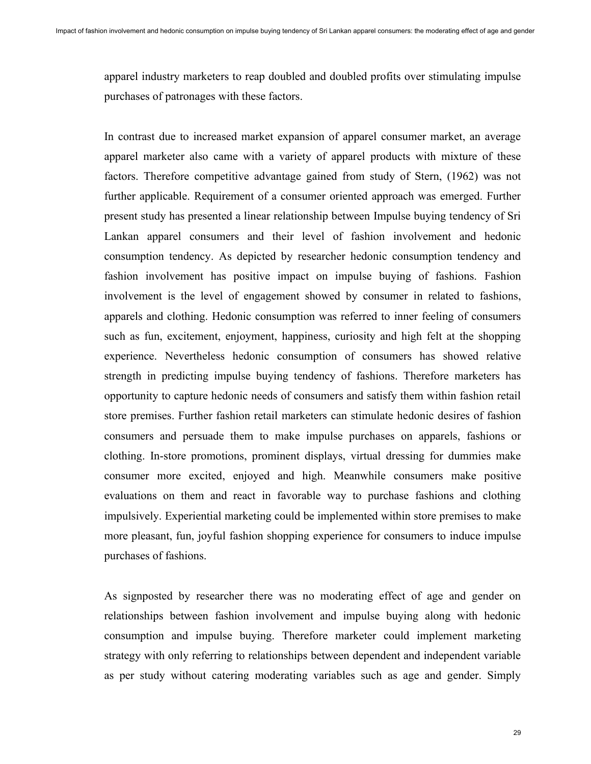apparel industry marketers to reap doubled and doubled profits over stimulating impulse purchases of patronages with these factors.

In contrast due to increased market expansion of apparel consumer market, an average apparel marketer also came with a variety of apparel products with mixture of these factors. Therefore competitive advantage gained from study of Stern, (1962) was not further applicable. Requirement of a consumer oriented approach was emerged. Further present study has presented a linear relationship between Impulse buying tendency of Sri Lankan apparel consumers and their level of fashion involvement and hedonic consumption tendency. As depicted by researcher hedonic consumption tendency and fashion involvement has positive impact on impulse buying of fashions. Fashion involvement is the level of engagement showed by consumer in related to fashions, apparels and clothing. Hedonic consumption was referred to inner feeling of consumers such as fun, excitement, enjoyment, happiness, curiosity and high felt at the shopping experience. Nevertheless hedonic consumption of consumers has showed relative strength in predicting impulse buying tendency of fashions. Therefore marketers has opportunity to capture hedonic needs of consumers and satisfy them within fashion retail store premises. Further fashion retail marketers can stimulate hedonic desires of fashion consumers and persuade them to make impulse purchases on apparels, fashions or clothing. In-store promotions, prominent displays, virtual dressing for dummies make consumer more excited, enjoyed and high. Meanwhile consumers make positive evaluations on them and react in favorable way to purchase fashions and clothing impulsively. Experiential marketing could be implemented within store premises to make more pleasant, fun, joyful fashion shopping experience for consumers to induce impulse purchases of fashions.

As signposted by researcher there was no moderating effect of age and gender on relationships between fashion involvement and impulse buying along with hedonic consumption and impulse buying. Therefore marketer could implement marketing strategy with only referring to relationships between dependent and independent variable as per study without catering moderating variables such as age and gender. Simply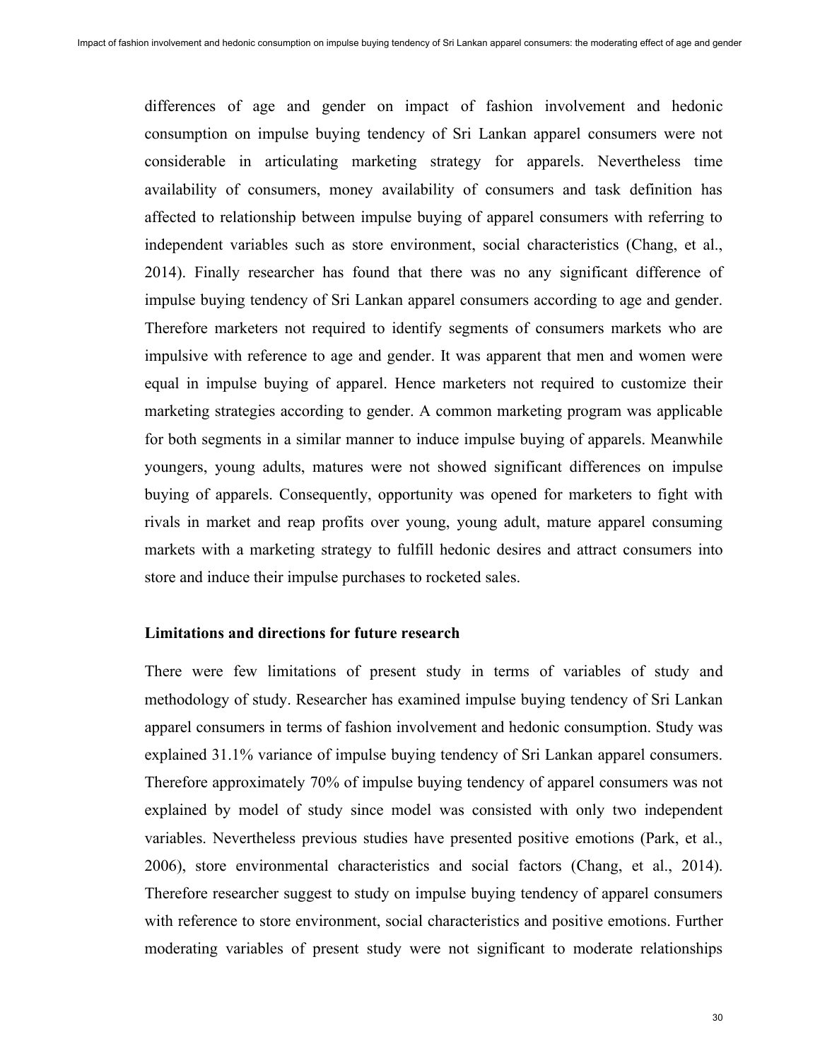differences of age and gender on impact of fashion involvement and hedonic consumption on impulse buying tendency of Sri Lankan apparel consumers were not considerable in articulating marketing strategy for apparels. Nevertheless time availability of consumers, money availability of consumers and task definition has affected to relationship between impulse buying of apparel consumers with referring to independent variables such as store environment, social characteristics (Chang, et al., 2014). Finally researcher has found that there was no any significant difference of impulse buying tendency of Sri Lankan apparel consumers according to age and gender. Therefore marketers not required to identify segments of consumers markets who are impulsive with reference to age and gender. It was apparent that men and women were equal in impulse buying of apparel. Hence marketers not required to customize their marketing strategies according to gender. A common marketing program was applicable for both segments in a similar manner to induce impulse buying of apparels. Meanwhile youngers, young adults, matures were not showed significant differences on impulse buying of apparels. Consequently, opportunity was opened for marketers to fight with rivals in market and reap profits over young, young adult, mature apparel consuming markets with a marketing strategy to fulfill hedonic desires and attract consumers into store and induce their impulse purchases to rocketed sales.

**Limitations and directions for future research**

There were few limitations of present study in terms of variables of study and methodology of study. Researcher has examined impulse buying tendency of Sri Lankan apparel consumers in terms of fashion involvement and hedonic consumption. Study was explained 31.1% variance of impulse buying tendency of Sri Lankan apparel consumers. Therefore approximately 70% of impulse buying tendency of apparel consumers was not explained by model of study since model was consisted with only two independent variables. Nevertheless previous studies have presented positive emotions (Park, et al., 2006), store environmental characteristics and social factors (Chang, et al., 2014). Therefore researcher suggest to study on impulse buying tendency of apparel consumers with reference to store environment, social characteristics and positive emotions. Further moderating variables of present study were not significant to moderate relationships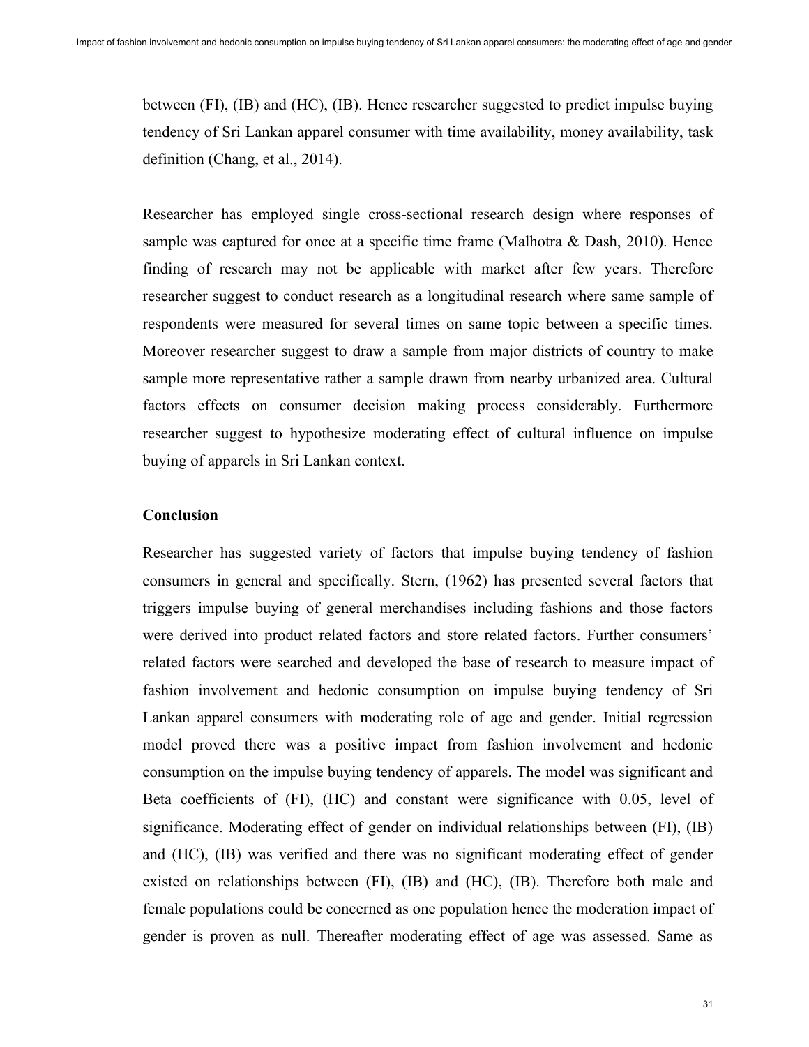between (FI), (IB) and (HC), (IB). Hence researcher suggested to predict impulse buying tendency of Sri Lankan apparel consumer with time availability, money availability, task definition (Chang, et al., 2014).

Researcher has employed single cross-sectional research design where responses of sample was captured for once at a specific time frame (Malhotra & Dash, 2010). Hence finding of research may not be applicable with market after few years. Therefore researcher suggest to conduct research as a longitudinal research where same sample of respondents were measured for several times on same topic between a specific times. Moreover researcher suggest to draw a sample from major districts of country to make sample more representative rather a sample drawn from nearby urbanized area. Cultural factors effects on consumer decision making process considerably. Furthermore researcher suggest to hypothesize moderating effect of cultural influence on impulse buying of apparels in Sri Lankan context.

## Conclusion

Researcher has suggested variety of factors that impulse buying tendency of fashion consumers in general and specifically. Stern, (1962) has presented several factors that triggers impulse buying of general merchandises including fashions and those factors were derived into product related factors and store related factors. Further consumers' related factors were searched and developed the base of research to measure impact of fashion involvement and hedonic consumption on impulse buying tendency of Sri Lankan apparel consumers with moderating role of age and gender. Initial regression model proved there was a positive impact from fashion involvement and hedonic consumption on the impulse buying tendency of apparels. The model was significant and Beta coefficients of (FI), (HC) and constant were significance with 0.05, level of significance. Moderating effect of gender on individual relationships between (FI), (IB) and (HC), (IB) was verified and there was no significant moderating effect of gender existed on relationships between (FI), (IB) and (HC), (IB). Therefore both male and female populations could be concerned as one population hence the moderation impact of gender is proven as null. Thereafter moderating effect of age was assessed. Same as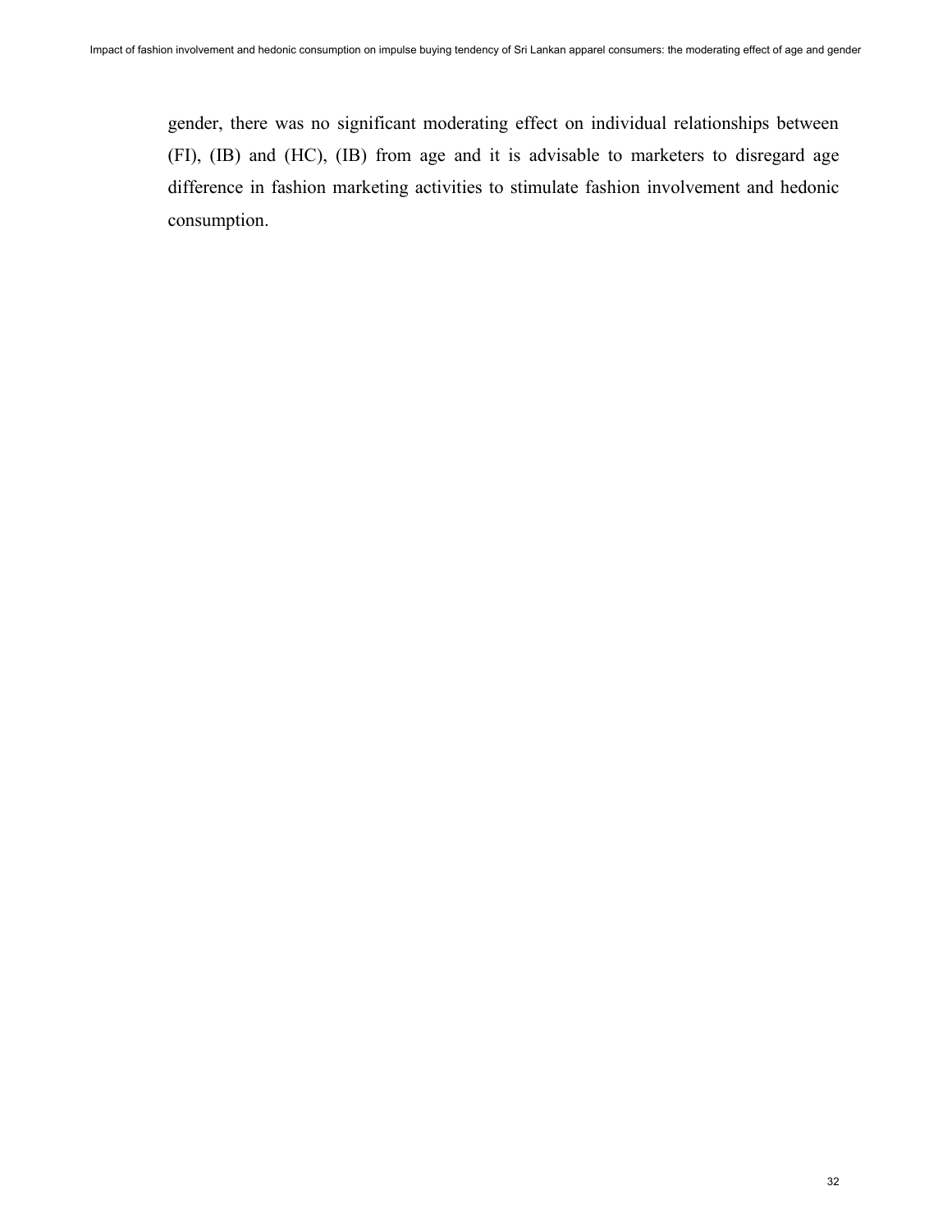gender, there was no significant moderating effect on individual relationships between (FI), (IB) and (HC), (IB) from age and it is advisable to marketers to disregard age difference in fashion marketing activities to stimulate fashion involvement and hedonic consumption.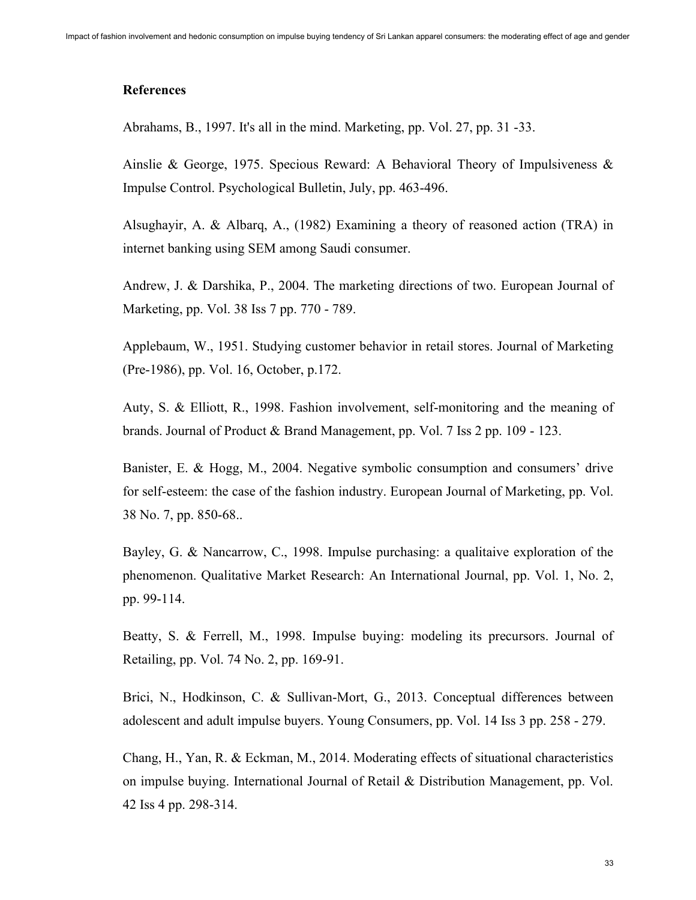## References

Abrahams, B., 1997. It's all in the mind. Marketing, pp. Vol. 27, pp. 31 -33.

Ainslie & George, 1975. Specious Reward: A Behavioral Theory of Impulsiveness & Impulse Control. Psychological Bulletin, July, pp. 463-496.

Alsughayir, A. & Albarq, A., (1982) Examining a theory of reasoned action (TRA) in internet banking using SEM among Saudi consumer.

Andrew, J. & Darshika, P., 2004. The marketing directions of two. European Journal of Marketing, pp. Vol. 38 Iss 7 pp. 770 - 789.

Applebaum, W., 1951. Studying customer behavior in retail stores. Journal of Marketing (Pre-1986), pp. Vol. 16, October, p.172.

Auty, S. & Elliott, R., 1998. Fashion involvement, self-monitoring and the meaning of brands. Journal of Product & Brand Management, pp. Vol. 7 Iss 2 pp. 109 - 123.

Banister, E. & Hogg, M., 2004. Negative symbolic consumption and consumers' drive for self-esteem: the case of the fashion industry. European Journal of Marketing, pp. Vol. 38 No. 7, pp. 850-68..

Bayley, G. & Nancarrow, C., 1998. Impulse purchasing: a qualitaive exploration of the phenomenon. Qualitative Market Research: An International Journal, pp. Vol. 1, No. 2, pp. 99-114.

Beatty, S. & Ferrell, M., 1998. Impulse buying: modeling its precursors. Journal of Retailing, pp. Vol. 74 No. 2, pp. 169-91.

Brici, N., Hodkinson, C. & Sullivan-Mort, G., 2013. Conceptual differences between adolescent and adult impulse buyers. Young Consumers, pp. Vol. 14 Iss 3 pp. 258 - 279.

Chang, H., Yan, R. & Eckman, M., 2014. Moderating effects of situational characteristics on impulse buying. International Journal of Retail & Distribution Management, pp. Vol. 42 Iss 4 pp. 298-314.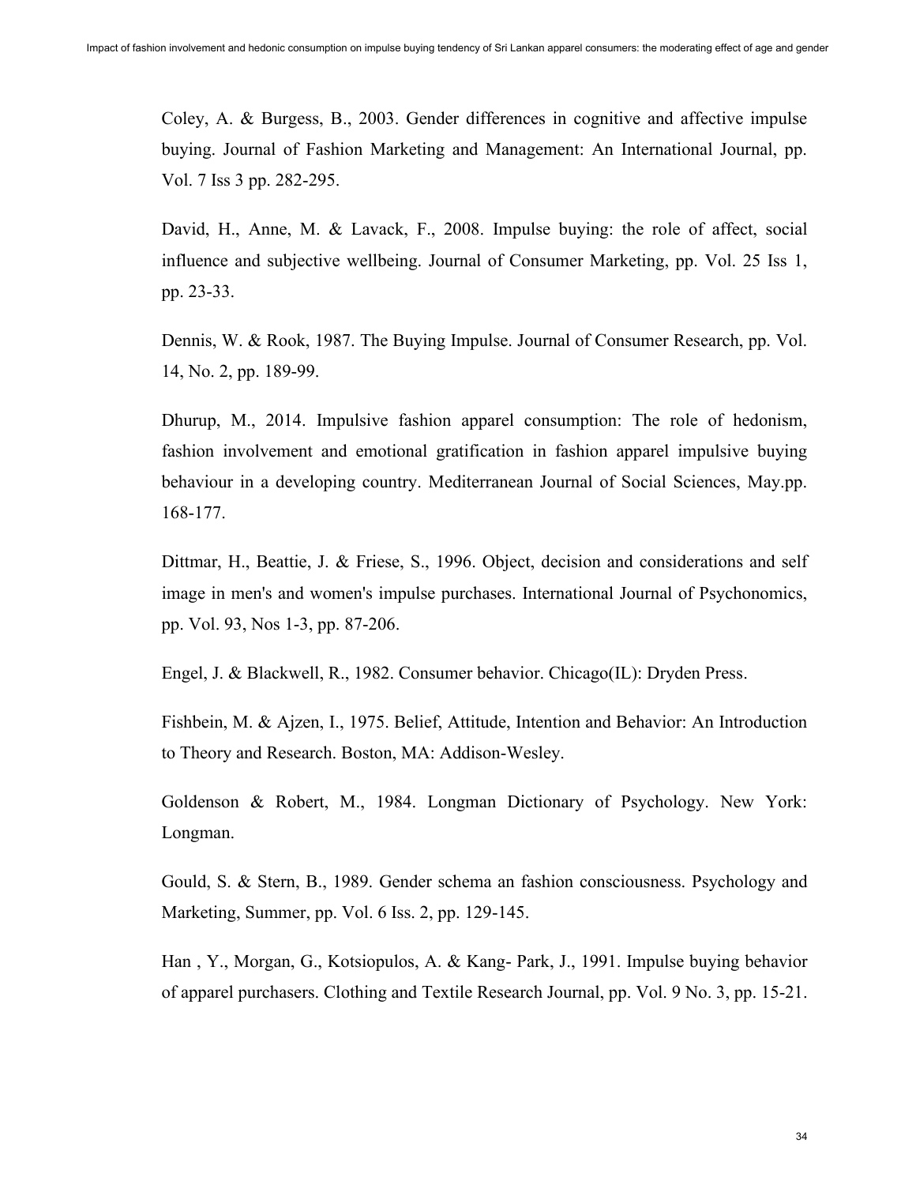Coley, A. & Burgess, B., 2003. Gender differences in cognitive and affective impulse buying. Journal of Fashion Marketing and Management: An International Journal, pp. Vol. 7 Iss 3 pp. 282-295.

David, H., Anne, M. & Lavack, F., 2008. Impulse buying: the role of affect, social influence and subjective wellbeing. Journal of Consumer Marketing, pp. Vol. 25 Iss 1, pp. 23-33.

Dennis, W. & Rook, 1987. The Buying Impulse. Journal of Consumer Research, pp. Vol. 14, No. 2, pp. 189-99.

Dhurup, M., 2014. Impulsive fashion apparel consumption: The role of hedonism, fashion involvement and emotional gratification in fashion apparel impulsive buying behaviour in a developing country. Mediterranean Journal of Social Sciences, May.pp. 168-177.

Dittmar, H., Beattie, J. & Friese, S., 1996. Object, decision and considerations and self image in men's and women's impulse purchases. International Journal of Psychonomics, pp. Vol. 93, Nos 1-3, pp. 87-206.

Engel, J. & Blackwell, R., 1982. Consumer behavior. Chicago(IL): Dryden Press.

Fishbein, M. & Ajzen, I., 1975. Belief, Attitude, Intention and Behavior: An Introduction to Theory and Research. Boston, MA: Addison-Wesley.

Goldenson & Robert, M., 1984. Longman Dictionary of Psychology. New York: Longman.

Gould, S. & Stern, B., 1989. Gender schema an fashion consciousness. Psychology and Marketing, Summer, pp. Vol. 6 Iss. 2, pp. 129-145.

Han , Y., Morgan, G., Kotsiopulos, A. & Kang- Park, J., 1991. Impulse buying behavior of apparel purchasers. Clothing and Textile Research Journal, pp. Vol. 9 No. 3, pp. 15-21.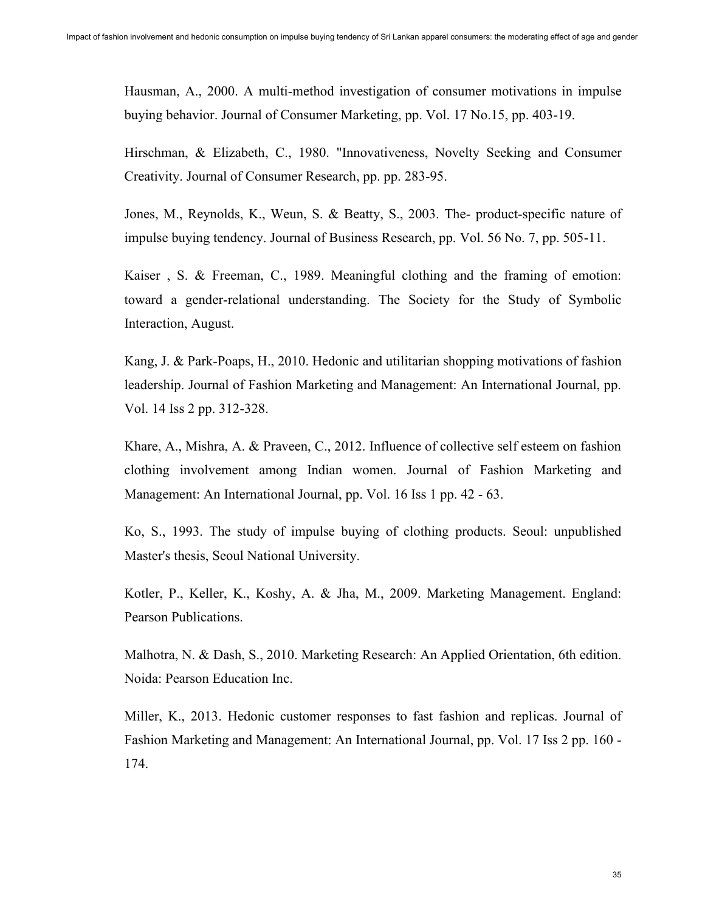Hausman, A., 2000. A multi-method investigation of consumer motivations in impulse buying behavior. Journal of Consumer Marketing, pp. Vol. 17 No.15, pp. 403-19.

Hirschman, & Elizabeth, C., 1980. "Innovativeness, Novelty Seeking and Consumer Creativity. Journal of Consumer Research, pp. pp. 283-95.

Jones, M., Reynolds, K., Weun, S. & Beatty, S., 2003. The- product-specific nature of impulse buying tendency. Journal of Business Research, pp. Vol. 56 No. 7, pp. 505-11.

Kaiser , S. & Freeman, C., 1989. Meaningful clothing and the framing of emotion: toward a gender-relational understanding. The Society for the Study of Symbolic Interaction, August.

Kang, J. & Park-Poaps, H., 2010. Hedonic and utilitarian shopping motivations of fashion leadership. Journal of Fashion Marketing and Management: An International Journal, pp. Vol. 14 Iss 2 pp. 312-328.

Khare, A., Mishra, A. & Praveen, C., 2012. Influence of collective self esteem on fashion clothing involvement among Indian women. Journal of Fashion Marketing and Management: An International Journal, pp. Vol. 16 Iss 1 pp. 42 - 63.

Ko, S., 1993. The study of impulse buying of clothing products. Seoul: unpublished Master's thesis, Seoul National University.

Kotler, P., Keller, K., Koshy, A. & Jha, M., 2009. Marketing Management. England: Pearson Publications.

Malhotra, N. & Dash, S., 2010. Marketing Research: An Applied Orientation, 6th edition. Noida: Pearson Education Inc.

Miller, K., 2013. Hedonic customer responses to fast fashion and replicas. Journal of Fashion Marketing and Management: An International Journal, pp. Vol. 17 Iss 2 pp. 160 - 174.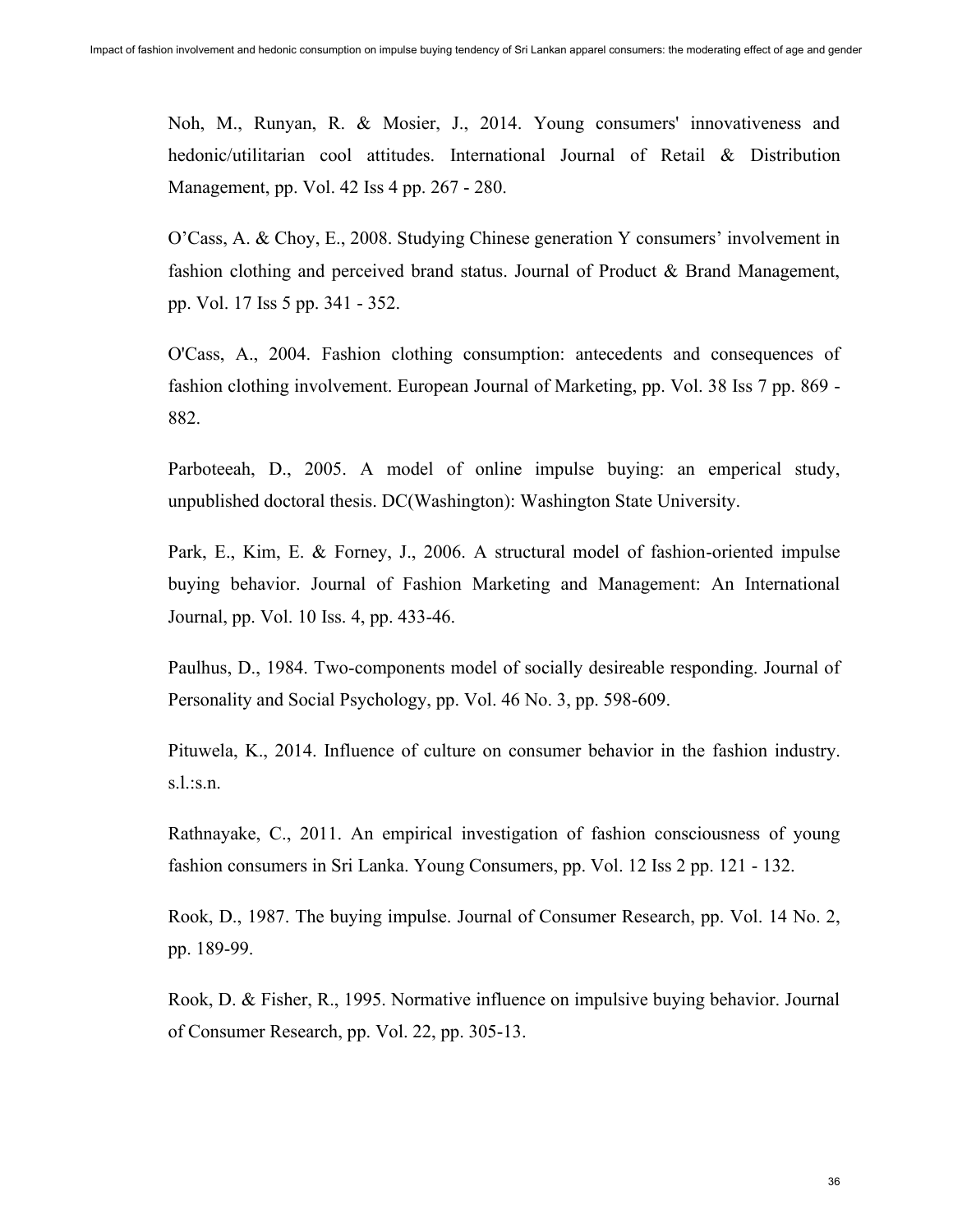Noh, M., Runyan, R. & Mosier, J., 2014. Young consumers' innovativeness and hedonic/utilitarian cool attitudes. International Journal of Retail & Distribution Management, pp. Vol. 42 Iss 4 pp. 267 - 280.

O'Cass, A. & Choy, E., 2008. Studying Chinese generation Y consumers' involvement in fashion clothing and perceived brand status. Journal of Product & Brand Management, pp. Vol. 17 Iss 5 pp. 341 - 352.

O'Cass, A., 2004. Fashion clothing consumption: antecedents and consequences of fashion clothing involvement. European Journal of Marketing, pp. Vol. 38 Iss 7 pp. 869 - 882.

Parboteeah, D., 2005. A model of online impulse buying: an emperical study, unpublished doctoral thesis. DC(Washington): Washington State University.

Park, E., Kim, E. & Forney, J., 2006. A structural model of fashion-oriented impulse buying behavior. Journal of Fashion Marketing and Management: An International Journal, pp. Vol. 10 Iss. 4, pp. 433-46.

Paulhus, D., 1984. Two-components model of socially desireable responding. Journal of Personality and Social Psychology, pp. Vol. 46 No. 3, pp. 598-609.

Pituwela, K., 2014. Influence of culture on consumer behavior in the fashion industry. s.l.:s.n.

Rathnayake, C., 2011. An empirical investigation of fashion consciousness of young fashion consumers in Sri Lanka. Young Consumers, pp. Vol. 12 Iss 2 pp. 121 - 132.

Rook, D., 1987. The buying impulse. Journal of Consumer Research, pp. Vol. 14 No. 2, pp. 189-99.

Rook, D. & Fisher, R., 1995. Normative influence on impulsive buying behavior. Journal of Consumer Research, pp. Vol. 22, pp. 305-13.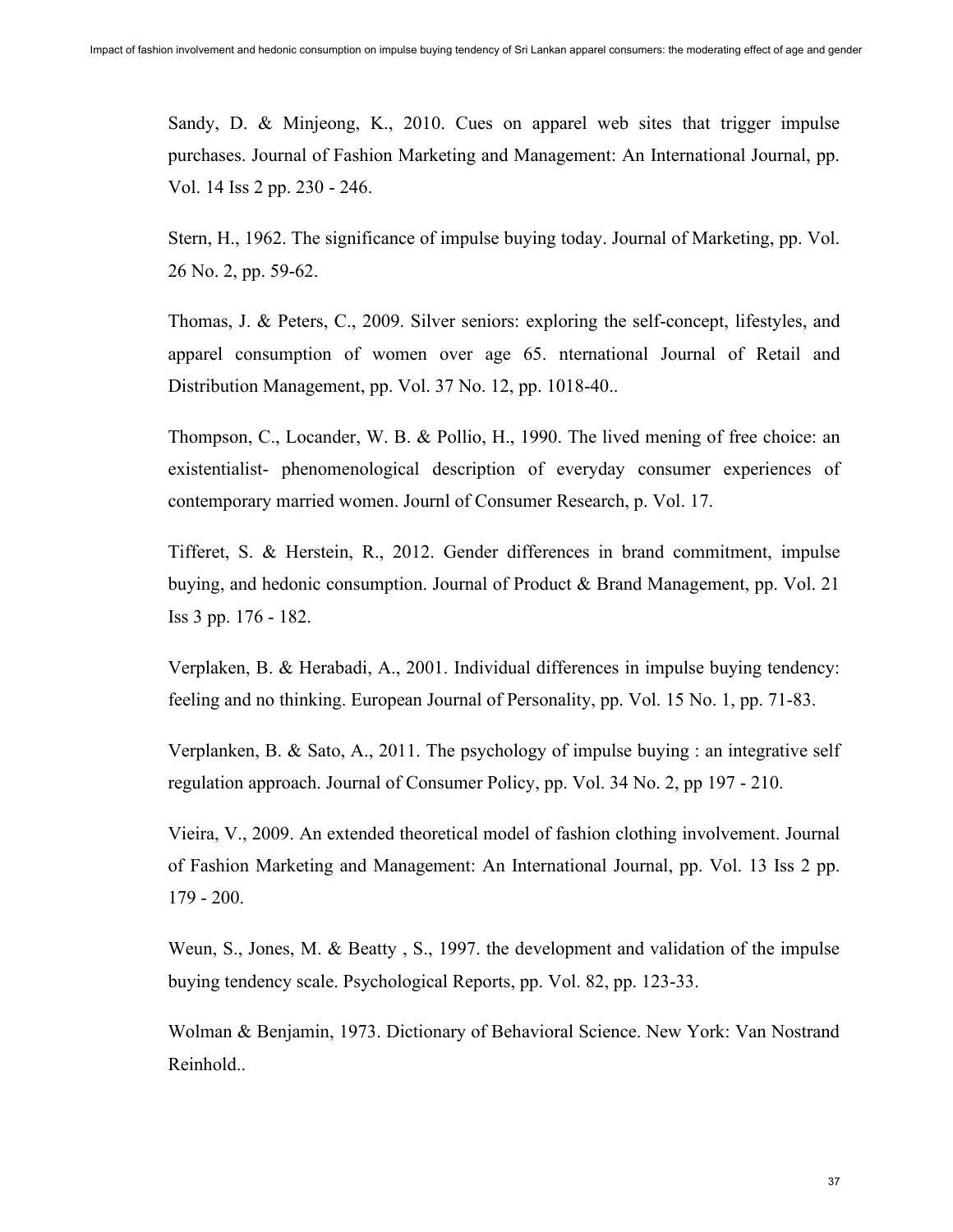Sandy, D. & Minjeong, K., 2010. Cues on apparel web sites that trigger impulse purchases. Journal of Fashion Marketing and Management: An International Journal, pp. Vol. 14 Iss 2 pp. 230 - 246.

Stern, H., 1962. The significance of impulse buying today. Journal of Marketing, pp. Vol. 26 No. 2, pp. 59-62.

Thomas, J. & Peters, C., 2009. Silver seniors: exploring the self-concept, lifestyles, and apparel consumption of women over age 65. nternational Journal of Retail and Distribution Management, pp. Vol. 37 No. 12, pp. 1018-40..

Thompson, C., Locander, W. B. & Pollio, H., 1990. The lived mening of free choice: an existentialist- phenomenological description of everyday consumer experiences of contemporary married women. Journl of Consumer Research, p. Vol. 17.

Tifferet, S. & Herstein, R., 2012. Gender differences in brand commitment, impulse buying, and hedonic consumption. Journal of Product & Brand Management, pp. Vol. 21 Iss 3 pp. 176 - 182.

Verplaken, B. & Herabadi, A., 2001. Individual differences in impulse buying tendency: feeling and no thinking. European Journal of Personality, pp. Vol. 15 No. 1, pp. 71-83.

Verplanken, B. & Sato, A., 2011. The psychology of impulse buying : an integrative self regulation approach. Journal of Consumer Policy, pp. Vol. 34 No. 2, pp 197 - 210.

Vieira, V., 2009. An extended theoretical model of fashion clothing involvement. Journal of Fashion Marketing and Management: An International Journal, pp. Vol. 13 Iss 2 pp. 179 - 200.

Weun, S., Jones, M. & Beatty , S., 1997. the development and validation of the impulse buying tendency scale. Psychological Reports, pp. Vol. 82, pp. 123-33.

Wolman & Benjamin, 1973. Dictionary of Behavioral Science. New York: Van Nostrand Reinhold..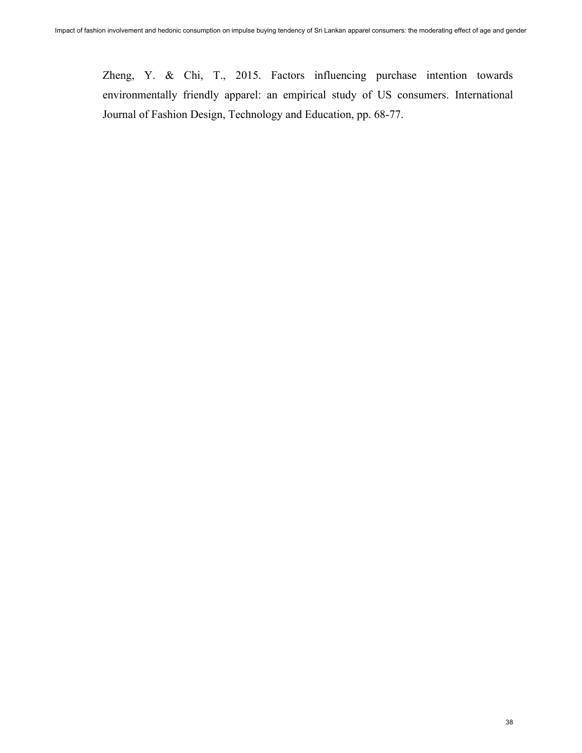Zheng, Y. & Chi, T., 2015. Factors influencing purchase intention towards environmentally friendly apparel: an empirical study of US consumers. International Journal of Fashion Design, Technology and Education, pp. 68-77.